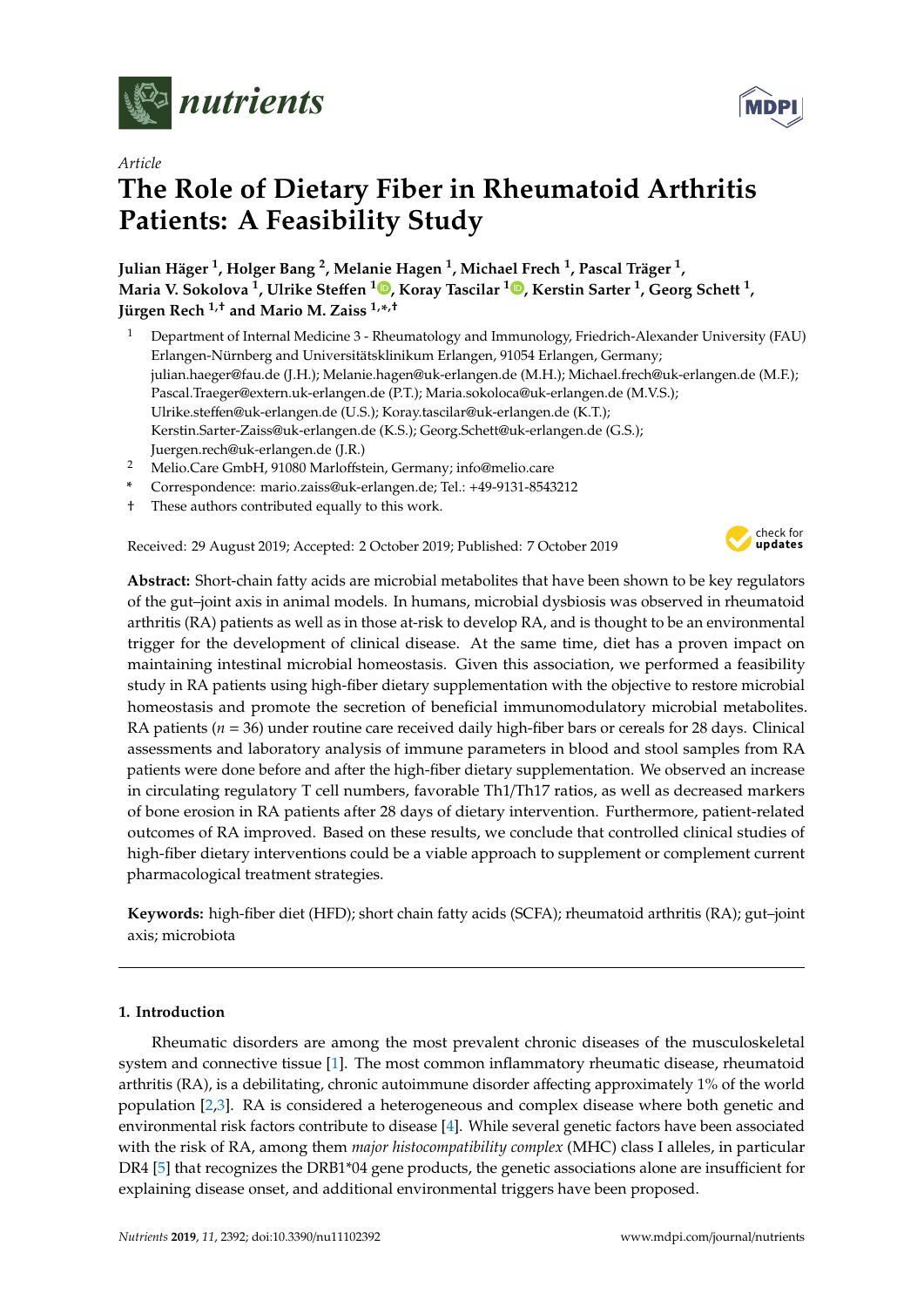*Article*

# The Role of Dietary Fiber in Rheumatoid Arthritis Patients: A Feasibility Study

**Julian Häger [1], Holger Bang [2], Melanie Hagen [1], Michael Frech [1], Pascal Träger [1], Maria V. Sokolova [1], Ulrike Steffen [1], Koray Tascilar [1], Kerstin Sarter [1], Georg Schett [1], Jürgen Rech [1,†] and Mario M. Zaiss [1,*,†]**

[1] Department of Internal Medicine 3 - Rheumatology and Immunology, Friedrich-Alexander University (FAU) Erlangen-Nürnberg and Universitätsklinikum Erlangen, 91054 Erlangen, Germany; julian.haeger@fau.de (J.H.); Melanie.hagen@uk-erlangen.de (M.H.); Michael.frech@uk-erlangen.de (M.F.); Pascal.Traeger@extern.uk-erlangen.de (P.T.); Maria.sokoloca@uk-erlangen.de (M.V.S.); Ulrike.steffen@uk-erlangen.de (U.S.); Koray.tascilar@uk-erlangen.de (K.T.); Kerstin.Sarter-Zaiss@uk-erlangen.de (K.S.); Georg.Schett@uk-erlangen.de (G.S.); Juergen.rech@uk-erlangen.de (J.R.)

[2] Melio.Care GmbH, 91080 Marloffstein, Germany; info@melio.care

\* Correspondence: mario.zaiss@uk-erlangen.de; Tel.: +49-9131-8543212

† These authors contributed equally to this work.

Received: 29 August 2019; Accepted: 2 October 2019; Published: 7 October 2019

**Abstract:** Short-chain fatty acids are microbial metabolites that have been shown to be key regulators of the gut–joint axis in animal models. In humans, microbial dysbiosis was observed in rheumatoid arthritis (RA) patients as well as in those at-risk to develop RA, and is thought to be an environmental trigger for the development of clinical disease. At the same time, diet has a proven impact on maintaining intestinal microbial homeostasis. Given this association, we performed a feasibility study in RA patients using high-fiber dietary supplementation with the objective to restore microbial homeostasis and promote the secretion of beneficial immunomodulatory microbial metabolites. RA patients ($n = 36$) under routine care received daily high-fiber bars or cereals for 28 days. Clinical assessments and laboratory analysis of immune parameters in blood and stool samples from RA patients were done before and after the high-fiber dietary supplementation. We observed an increase in circulating regulatory T cell numbers, favorable Th1/Th17 ratios, as well as decreased markers of bone erosion in RA patients after 28 days of dietary intervention. Furthermore, patient-related outcomes of RA improved. Based on these results, we conclude that controlled clinical studies of high-fiber dietary interventions could be a viable approach to supplement or complement current pharmacological treatment strategies.

**Keywords:** high-fiber diet (HFD); short chain fatty acids (SCFA); rheumatoid arthritis (RA); gut–joint axis; microbiota

## 1. Introduction

Rheumatic disorders are among the most prevalent chronic diseases of the musculoskeletal system and connective tissue [1]. The most common inflammatory rheumatic disease, rheumatoid arthritis (RA), is a debilitating, chronic autoimmune disorder affecting approximately 1% of the world population [2,3]. RA is considered a heterogeneous and complex disease where both genetic and environmental risk factors contribute to disease [4]. While several genetic factors have been associated with the risk of RA, among them *major histocompatibility complex* (MHC) class I alleles, in particular DR4 [5] that recognizes the DRB1*04 gene products, the genetic associations alone are insufficient for explaining disease onset, and additional environmental triggers have been proposed.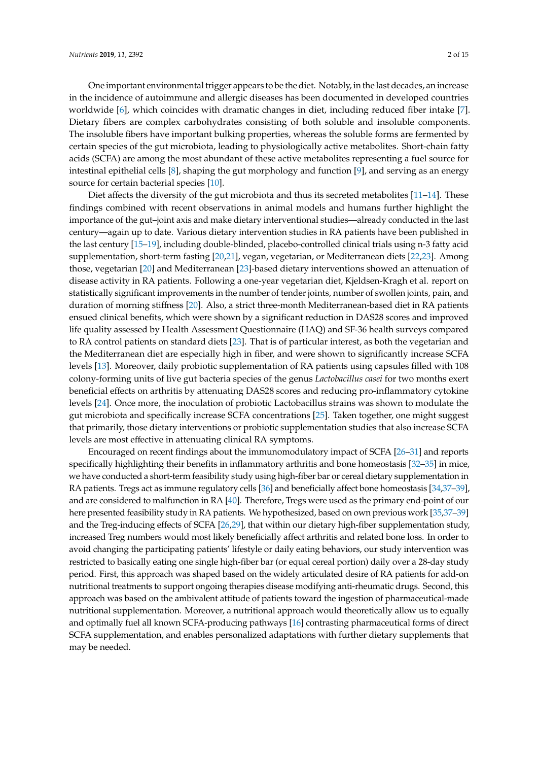One important environmental trigger appears to be the diet. Notably, in the last decades, an increase in the incidence of autoimmune and allergic diseases has been documented in developed countries worldwide [6], which coincides with dramatic changes in diet, including reduced fiber intake [7]. Dietary fibers are complex carbohydrates consisting of both soluble and insoluble components. The insoluble fibers have important bulking properties, whereas the soluble forms are fermented by certain species of the gut microbiota, leading to physiologically active metabolites. Short-chain fatty acids (SCFA) are among the most abundant of these active metabolites representing a fuel source for intestinal epithelial cells [8], shaping the gut morphology and function [9], and serving as an energy source for certain bacterial species [10].

Diet affects the diversity of the gut microbiota and thus its secreted metabolites [11–14]. These findings combined with recent observations in animal models and humans further highlight the importance of the gut–joint axis and make dietary interventional studies—already conducted in the last century—again up to date. Various dietary intervention studies in RA patients have been published in the last century [15–19], including double-blinded, placebo-controlled clinical trials using n-3 fatty acid supplementation, short-term fasting [20,21], vegan, vegetarian, or Mediterranean diets [22,23]. Among those, vegetarian [20] and Mediterranean [23]-based dietary interventions showed an attenuation of disease activity in RA patients. Following a one-year vegetarian diet, Kjeldsen-Kragh et al. report on statistically significant improvements in the number of tender joints, number of swollen joints, pain, and duration of morning stiffness [20]. Also, a strict three-month Mediterranean-based diet in RA patients ensued clinical benefits, which were shown by a significant reduction in DAS28 scores and improved life quality assessed by Health Assessment Questionnaire (HAQ) and SF-36 health surveys compared to RA control patients on standard diets [23]. That is of particular interest, as both the vegetarian and the Mediterranean diet are especially high in fiber, and were shown to significantly increase SCFA levels [13]. Moreover, daily probiotic supplementation of RA patients using capsules filled with 108 colony-forming units of live gut bacteria species of the genus *Lactobacillus casei* for two months exert beneficial effects on arthritis by attenuating DAS28 scores and reducing pro-inflammatory cytokine levels [24]. Once more, the inoculation of probiotic Lactobacillus strains was shown to modulate the gut microbiota and specifically increase SCFA concentrations [25]. Taken together, one might suggest that primarily, those dietary interventions or probiotic supplementation studies that also increase SCFA levels are most effective in attenuating clinical RA symptoms.

Encouraged on recent findings about the immunomodulatory impact of SCFA [26–31] and reports specifically highlighting their benefits in inflammatory arthritis and bone homeostasis [32–35] in mice, we have conducted a short-term feasibility study using high-fiber bar or cereal dietary supplementation in RA patients. Tregs act as immune regulatory cells [36] and beneficially affect bone homeostasis [34,37–39], and are considered to malfunction in RA [40]. Therefore, Tregs were used as the primary end-point of our here presented feasibility study in RA patients. We hypothesized, based on own previous work [35,37–39] and the Treg-inducing effects of SCFA [26,29], that within our dietary high-fiber supplementation study, increased Treg numbers would most likely beneficially affect arthritis and related bone loss. In order to avoid changing the participating patients' lifestyle or daily eating behaviors, our study intervention was restricted to basically eating one single high-fiber bar (or equal cereal portion) daily over a 28-day study period. First, this approach was shaped based on the widely articulated desire of RA patients for add-on nutritional treatments to support ongoing therapies disease modifying anti-rheumatic drugs. Second, this approach was based on the ambivalent attitude of patients toward the ingestion of pharmaceutical-made nutritional supplementation. Moreover, a nutritional approach would theoretically allow us to equally and optimally fuel all known SCFA-producing pathways [16] contrasting pharmaceutical forms of direct SCFA supplementation, and enables personalized adaptations with further dietary supplements that may be needed.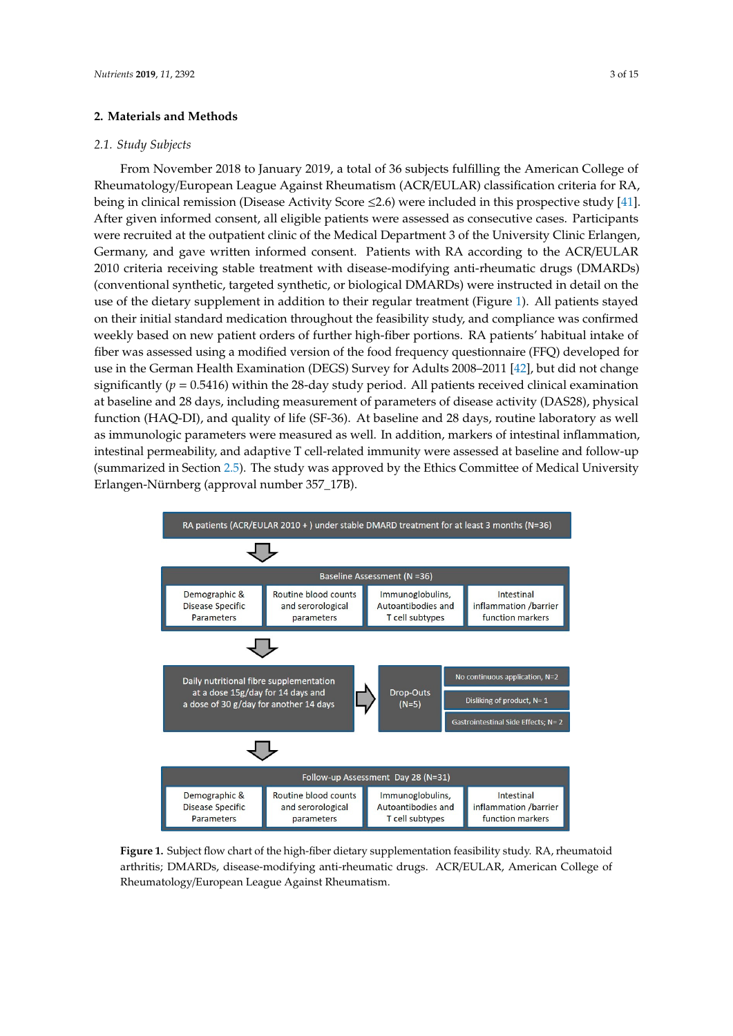## 2. Materials and Methods

### 2.1. Study Subjects

From November 2018 to January 2019, a total of 36 subjects fulfilling the American College of Rheumatology/European League Against Rheumatism (ACR/EULAR) classification criteria for RA, being in clinical remission (Disease Activity Score ≤2.6) were included in this prospective study [41]. After given informed consent, all eligible patients were assessed as consecutive cases. Participants were recruited at the outpatient clinic of the Medical Department 3 of the University Clinic Erlangen, Germany, and gave written informed consent. Patients with RA according to the ACR/EULAR 2010 criteria receiving stable treatment with disease-modifying anti-rheumatic drugs (DMARDs) (conventional synthetic, targeted synthetic, or biological DMARDs) were instructed in detail on the use of the dietary supplement in addition to their regular treatment (Figure 1). All patients stayed on their initial standard medication throughout the feasibility study, and compliance was confirmed weekly based on new patient orders of further high-fiber portions. RA patients' habitual intake of fiber was assessed using a modified version of the food frequency questionnaire (FFQ) developed for use in the German Health Examination (DEGS) Survey for Adults 2008–2011 [42], but did not change significantly ($p = 0.5416$) within the 28-day study period. All patients received clinical examination at baseline and 28 days, including measurement of parameters of disease activity (DAS28), physical function (HAQ-DI), and quality of life (SF-36). At baseline and 28 days, routine laboratory as well as immunologic parameters were measured as well. In addition, markers of intestinal inflammation, intestinal permeability, and adaptive T cell-related immunity were assessed at baseline and follow-up (summarized in Section 2.5). The study was approved by the Ethics Committee of Medical University Erlangen-Nürnberg (approval number 357_17B).

RA patients (ACR/EULAR 2010 + ) under stable DMARD treatment for at least 3 months (N=36)

↓

Baseline Assessment (N =36)
- Demographic & Disease Specific Parameters
- Routine blood counts and serorological parameters
- Immunoglobulins, Autoantibodies and T cell subtypes
- Intestinal inflammation /barrier function markers

↓

Daily nutritional fibre supplementation at a dose 15g/day for 14 days and a dose of 30 g/day for another 14 days → Drop-Outs (N=5)
- No continuous application, N=2
- Disliking of product, N= 1
- Gastrointestinal Side Effects; N= 2

↓

Follow-up Assessment Day 28 (N=31)
- Demographic & Disease Specific Parameters
- Routine blood counts and serorological parameters
- Immunoglobulins, Autoantibodies and T cell subtypes
- Intestinal inflammation /barrier function markers

**Figure 1.** Subject flow chart of the high-fiber dietary supplementation feasibility study. RA, rheumatoid arthritis; DMARDs, disease-modifying anti-rheumatic drugs. ACR/EULAR, American College of Rheumatology/European League Against Rheumatism.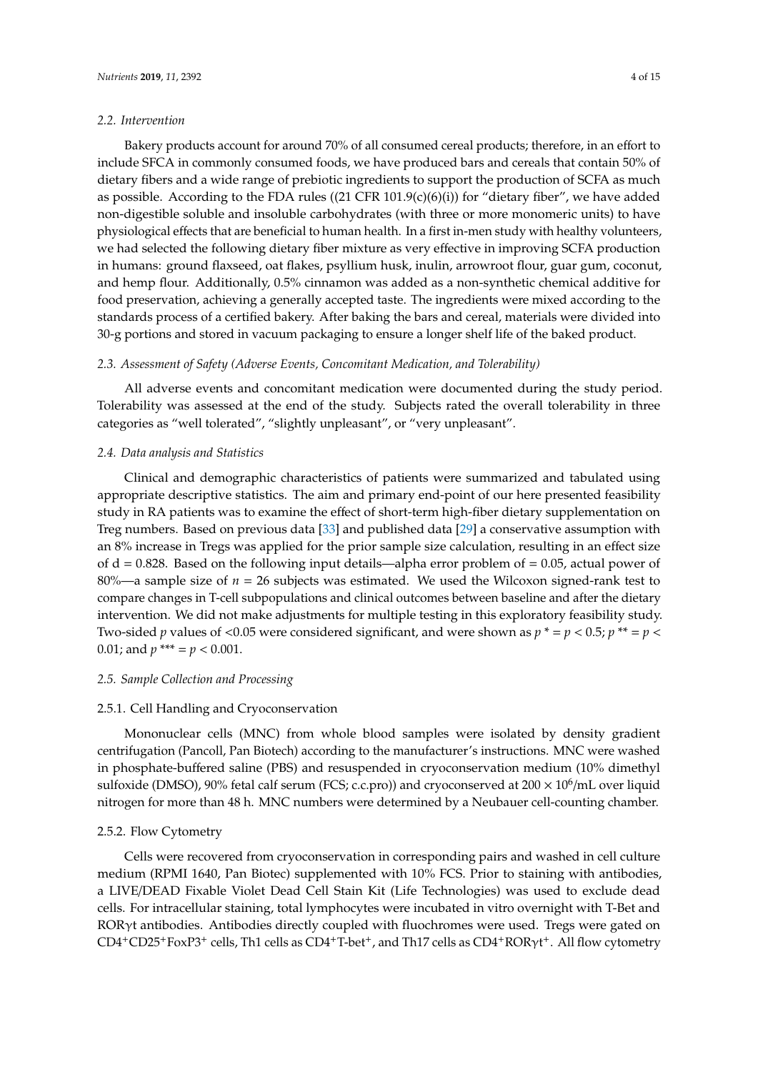### 2.2. Intervention

Bakery products account for around 70% of all consumed cereal products; therefore, in an effort to include SFCA in commonly consumed foods, we have produced bars and cereals that contain 50% of dietary fibers and a wide range of prebiotic ingredients to support the production of SCFA as much as possible. According to the FDA rules ((21 CFR 101.9(c)(6)(i)) for "dietary fiber", we have added non-digestible soluble and insoluble carbohydrates (with three or more monomeric units) to have physiological effects that are beneficial to human health. In a first in-men study with healthy volunteers, we had selected the following dietary fiber mixture as very effective in improving SCFA production in humans: ground flaxseed, oat flakes, psyllium husk, inulin, arrowroot flour, guar gum, coconut, and hemp flour. Additionally, 0.5% cinnamon was added as a non-synthetic chemical additive for food preservation, achieving a generally accepted taste. The ingredients were mixed according to the standards process of a certified bakery. After baking the bars and cereal, materials were divided into 30-g portions and stored in vacuum packaging to ensure a longer shelf life of the baked product.

### 2.3. Assessment of Safety (Adverse Events, Concomitant Medication, and Tolerability)

All adverse events and concomitant medication were documented during the study period. Tolerability was assessed at the end of the study. Subjects rated the overall tolerability in three categories as "well tolerated", "slightly unpleasant", or "very unpleasant".

### 2.4. Data analysis and Statistics

Clinical and demographic characteristics of patients were summarized and tabulated using appropriate descriptive statistics. The aim and primary end-point of our here presented feasibility study in RA patients was to examine the effect of short-term high-fiber dietary supplementation on Treg numbers. Based on previous data [33] and published data [29] a conservative assumption with an 8% increase in Tregs was applied for the prior sample size calculation, resulting in an effect size of d = 0.828. Based on the following input details—alpha error problem of = 0.05, actual power of 80%—a sample size of $n$ = 26 subjects was estimated. We used the Wilcoxon signed-rank test to compare changes in T-cell subpopulations and clinical outcomes between baseline and after the dietary intervention. We did not make adjustments for multiple testing in this exploratory feasibility study. Two-sided $p$ values of <0.05 were considered significant, and were shown as $p$ * = $p$ < 0.5; $p$ ** = $p$ < 0.01; and $p$ *** = $p$ < 0.001.

### 2.5. Sample Collection and Processing

#### 2.5.1. Cell Handling and Cryoconservation

Mononuclear cells (MNC) from whole blood samples were isolated by density gradient centrifugation (Pancoll, Pan Biotech) according to the manufacturer's instructions. MNC were washed in phosphate-buffered saline (PBS) and resuspended in cryoconservation medium (10% dimethyl sulfoxide (DMSO), 90% fetal calf serum (FCS; c.c.pro)) and cryoconserved at $200 \times 10^6$/mL over liquid nitrogen for more than 48 h. MNC numbers were determined by a Neubauer cell-counting chamber.

#### 2.5.2. Flow Cytometry

Cells were recovered from cryoconservation in corresponding pairs and washed in cell culture medium (RPMI 1640, Pan Biotec) supplemented with 10% FCS. Prior to staining with antibodies, a LIVE/DEAD Fixable Violet Dead Cell Stain Kit (Life Technologies) was used to exclude dead cells. For intracellular staining, total lymphocytes were incubated in vitro overnight with T-Bet and ROR$\gamma$t antibodies. Antibodies directly coupled with fluochromes were used. Tregs were gated on $CD4^+CD25^+FoxP3^+$ cells, Th1 cells as $CD4^+$T-bet$^+$, and Th17 cells as $CD4^+ROR\gamma t^+$. All flow cytometry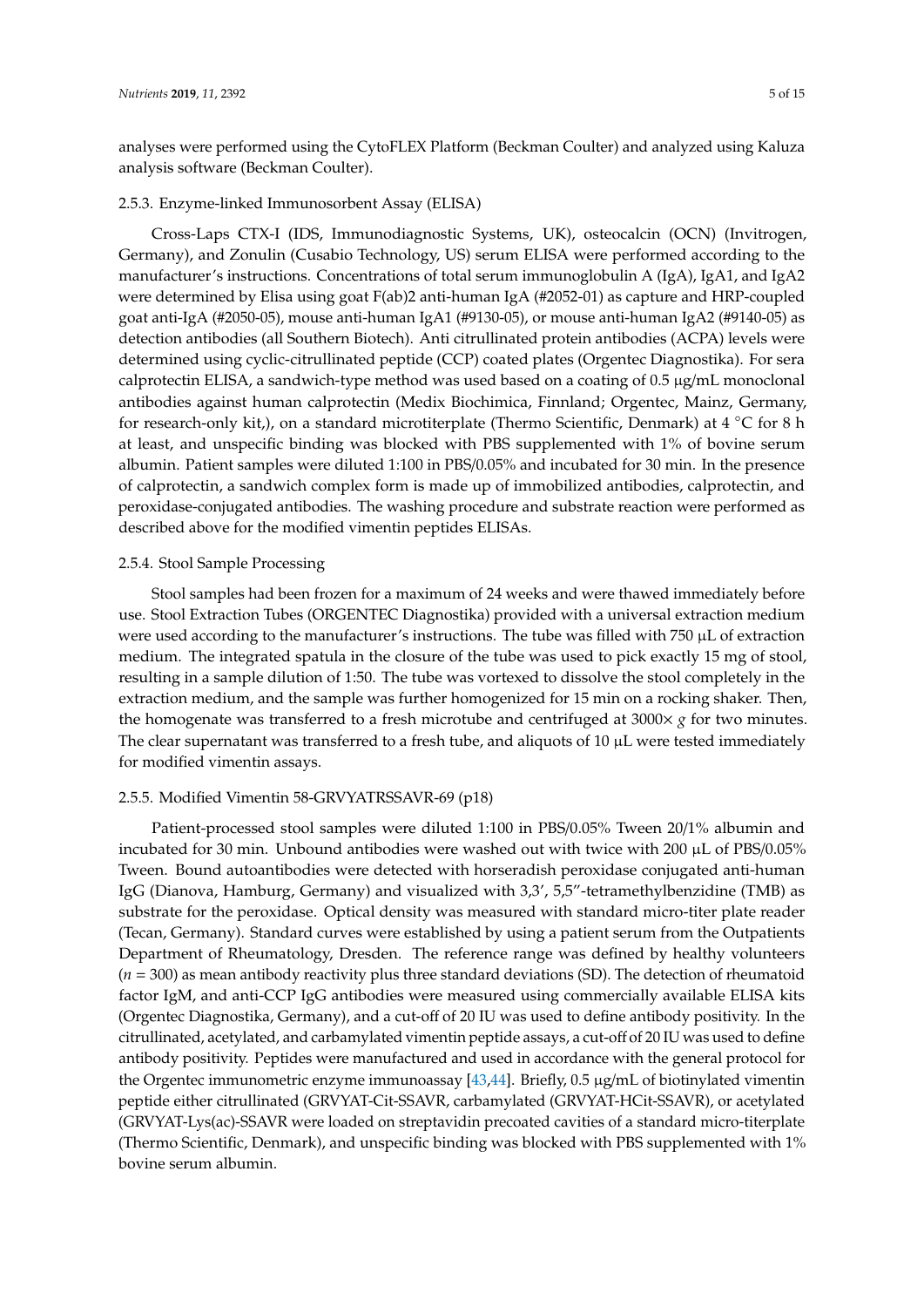analyses were performed using the CytoFLEX Platform (Beckman Coulter) and analyzed using Kaluza analysis software (Beckman Coulter).

#### 2.5.3. Enzyme-linked Immunosorbent Assay (ELISA)

Cross-Laps CTX-I (IDS, Immunodiagnostic Systems, UK), osteocalcin (OCN) (Invitrogen, Germany), and Zonulin (Cusabio Technology, US) serum ELISA were performed according to the manufacturer's instructions. Concentrations of total serum immunoglobulin A (IgA), IgA1, and IgA2 were determined by Elisa using goat F(ab)2 anti-human IgA (#2052-01) as capture and HRP-coupled goat anti-IgA (#2050-05), mouse anti-human IgA1 (#9130-05), or mouse anti-human IgA2 (#9140-05) as detection antibodies (all Southern Biotech). Anti citrullinated protein antibodies (ACPA) levels were determined using cyclic-citrullinated peptide (CCP) coated plates (Orgentec Diagnostika). For sera calprotectin ELISA, a sandwich-type method was used based on a coating of 0.5 µg/mL monoclonal antibodies against human calprotectin (Medix Biochimica, Finnland; Orgentec, Mainz, Germany, for research-only kit,), on a standard microtiterplate (Thermo Scientific, Denmark) at 4 °C for 8 h at least, and unspecific binding was blocked with PBS supplemented with 1% of bovine serum albumin. Patient samples were diluted 1:100 in PBS/0.05% and incubated for 30 min. In the presence of calprotectin, a sandwich complex form is made up of immobilized antibodies, calprotectin, and peroxidase-conjugated antibodies. The washing procedure and substrate reaction were performed as described above for the modified vimentin peptides ELISAs.

#### 2.5.4. Stool Sample Processing

Stool samples had been frozen for a maximum of 24 weeks and were thawed immediately before use. Stool Extraction Tubes (ORGENTEC Diagnostika) provided with a universal extraction medium were used according to the manufacturer's instructions. The tube was filled with 750 µL of extraction medium. The integrated spatula in the closure of the tube was used to pick exactly 15 mg of stool, resulting in a sample dilution of 1:50. The tube was vortexed to dissolve the stool completely in the extraction medium, and the sample was further homogenized for 15 min on a rocking shaker. Then, the homogenate was transferred to a fresh microtube and centrifuged at 3000× *g* for two minutes. The clear supernatant was transferred to a fresh tube, and aliquots of 10 µL were tested immediately for modified vimentin assays.

#### 2.5.5. Modified Vimentin 58-GRVYATRSSAVR-69 (p18)

Patient-processed stool samples were diluted 1:100 in PBS/0.05% Tween 20/1% albumin and incubated for 30 min. Unbound antibodies were washed out with twice with 200 µL of PBS/0.05% Tween. Bound autoantibodies were detected with horseradish peroxidase conjugated anti-human IgG (Dianova, Hamburg, Germany) and visualized with 3,3′, 5,5″-tetramethylbenzidine (TMB) as substrate for the peroxidase. Optical density was measured with standard micro-titer plate reader (Tecan, Germany). Standard curves were established by using a patient serum from the Outpatients Department of Rheumatology, Dresden. The reference range was defined by healthy volunteers ($n = 300$) as mean antibody reactivity plus three standard deviations (SD). The detection of rheumatoid factor IgM, and anti-CCP IgG antibodies were measured using commercially available ELISA kits (Orgentec Diagnostika, Germany), and a cut-off of 20 IU was used to define antibody positivity. In the citrullinated, acetylated, and carbamylated vimentin peptide assays, a cut-off of 20 IU was used to define antibody positivity. Peptides were manufactured and used in accordance with the general protocol for the Orgentec immunometric enzyme immunoassay [43,44]. Briefly, 0.5 µg/mL of biotinylated vimentin peptide either citrullinated (GRVYAT-Cit-SSAVR, carbamylated (GRVYAT-HCit-SSAVR), or acetylated (GRVYAT-Lys(ac)-SSAVR were loaded on streptavidin precoated cavities of a standard micro-titerplate (Thermo Scientific, Denmark), and unspecific binding was blocked with PBS supplemented with 1% bovine serum albumin.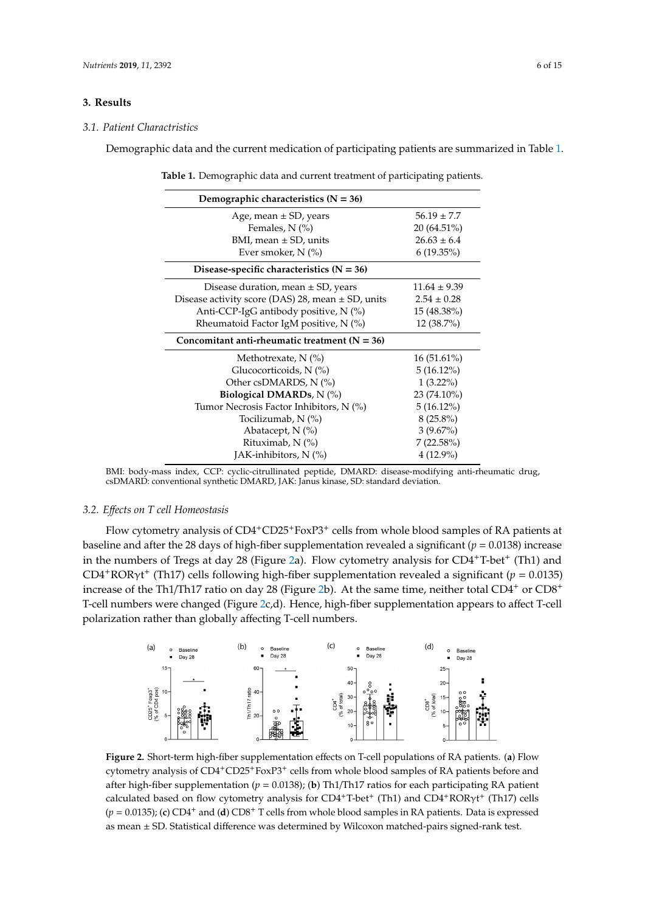## 3. Results

### 3.1. Patient Charactristics

Demographic data and the current medication of participating patients are summarized in Table 1.

**Table 1.** Demographic data and current treatment of participating patients.

| **Demographic characteristics (N = 36)** | |
|---|---|
| Age, mean ± SD, years | 56.19 ± 7.7 |
| Females, N (%) | 20 (64.51%) |
| BMI, mean ± SD, units | 26.63 ± 6.4 |
| Ever smoker, N (%) | 6 (19.35%) |
| **Disease-specific characteristics (N = 36)** | |
| Disease duration, mean ± SD, years | 11.64 ± 9.39 |
| Disease activity score (DAS) 28, mean ± SD, units | 2.54 ± 0.28 |
| Anti-CCP-IgG antibody positive, N (%) | 15 (48.38%) |
| Rheumatoid Factor IgM positive, N (%) | 12 (38.7%) |
| **Concomitant anti-rheumatic treatment (N = 36)** | |
| Methotrexate, N (%) | 16 (51.61%) |
| Glucocorticoids, N (%) | 5 (16.12%) |
| Other csDMARDS, N (%) | 1 (3.22%) |
| **Biological DMARDs**, N (%) | 23 (74.10%) |
| Tumor Necrosis Factor Inhibitors, N (%) | 5 (16.12%) |
| Tocilizumab, N (%) | 8 (25.8%) |
| Abatacept, N (%) | 3 (9.67%) |
| Rituximab, N (%) | 7 (22.58%) |
| JAK-inhibitors, N (%) | 4 (12.9%) |

BMI: body-mass index, CCP: cyclic-citrullinated peptide, DMARD: disease-modifying anti-rheumatic drug, csDMARD: conventional synthetic DMARD, JAK: Janus kinase, SD: standard deviation.

### 3.2. Effects on T cell Homeostasis

Flow cytometry analysis of $CD4^+CD25^+FoxP3^+$ cells from whole blood samples of RA patients at baseline and after the 28 days of high-fiber supplementation revealed a significant ($p = 0.0138$) increase in the numbers of Tregs at day 28 (Figure 2a). Flow cytometry analysis for $CD4^+$T-bet$^+$ (Th1) and $CD4^+$ROR$\gamma$t$^+$ (Th17) cells following high-fiber supplementation revealed a significant ($p = 0.0135$) increase of the Th1/Th17 ratio on day 28 (Figure 2b). At the same time, neither total $CD4^+$ or $CD8^+$ T-cell numbers were changed (Figure 2c,d). Hence, high-fiber supplementation appears to affect T-cell polarization rather than globally affecting T-cell numbers.

**Figure 2.** Short-term high-fiber supplementation effects on T-cell populations of RA patients. (**a**) Flow cytometry analysis of $CD4^+CD25^+FoxP3^+$ cells from whole blood samples of RA patients before and after high-fiber supplementation ($p = 0.0138$); (**b**) Th1/Th17 ratios for each participating RA patient calculated based on flow cytometry analysis for $CD4^+$T-bet$^+$ (Th1) and $CD4^+$ROR$\gamma$t$^+$ (Th17) cells ($p = 0.0135$); (**c**) $CD4^+$ and (**d**) $CD8^+$ T cells from whole blood samples in RA patients. Data is expressed as mean ± SD. Statistical difference was determined by Wilcoxon matched-pairs signed-rank test.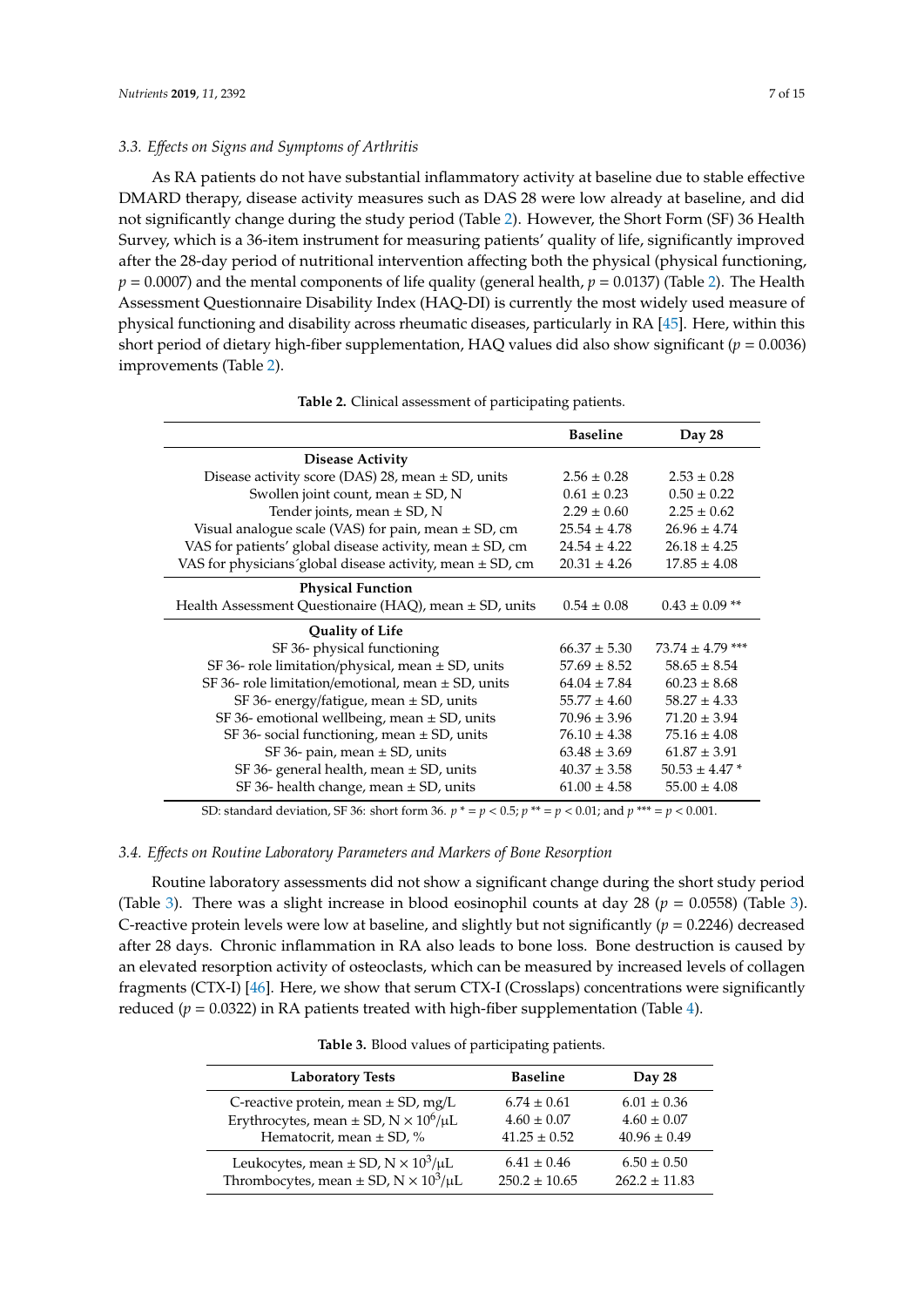### 3.3. Effects on Signs and Symptoms of Arthritis

As RA patients do not have substantial inflammatory activity at baseline due to stable effective DMARD therapy, disease activity measures such as DAS 28 were low already at baseline, and did not significantly change during the study period (Table 2). However, the Short Form (SF) 36 Health Survey, which is a 36-item instrument for measuring patients' quality of life, significantly improved after the 28-day period of nutritional intervention affecting both the physical (physical functioning, $p = 0.0007$) and the mental components of life quality (general health, $p = 0.0137$) (Table 2). The Health Assessment Questionnaire Disability Index (HAQ-DI) is currently the most widely used measure of physical functioning and disability across rheumatic diseases, particularly in RA [45]. Here, within this short period of dietary high-fiber supplementation, HAQ values did also show significant ($p = 0.0036$) improvements (Table 2).

**Table 2.** Clinical assessment of participating patients.

| | Baseline | Day 28 |
|---|---|---|
| **Disease Activity** | | |
| Disease activity score (DAS) 28, mean ± SD, units | 2.56 ± 0.28 | 2.53 ± 0.28 |
| Swollen joint count, mean ± SD, N | 0.61 ± 0.23 | 0.50 ± 0.22 |
| Tender joints, mean ± SD, N | 2.29 ± 0.60 | 2.25 ± 0.62 |
| Visual analogue scale (VAS) for pain, mean ± SD, cm | 25.54 ± 4.78 | 26.96 ± 4.74 |
| VAS for patients' global disease activity, mean ± SD, cm | 24.54 ± 4.22 | 26.18 ± 4.25 |
| VAS for physicians´global disease activity, mean ± SD, cm | 20.31 ± 4.26 | 17.85 ± 4.08 |
| **Physical Function** | | |
| Health Assessment Questionaire (HAQ), mean ± SD, units | 0.54 ± 0.08 | 0.43 ± 0.09 ** |
| **Quality of Life** | | |
| SF 36- physical functioning | 66.37 ± 5.30 | 73.74 ± 4.79 *** |
| SF 36- role limitation/physical, mean ± SD, units | 57.69 ± 8.52 | 58.65 ± 8.54 |
| SF 36- role limitation/emotional, mean ± SD, units | 64.04 ± 7.84 | 60.23 ± 8.68 |
| SF 36- energy/fatigue, mean ± SD, units | 55.77 ± 4.60 | 58.27 ± 4.33 |
| SF 36- emotional wellbeing, mean ± SD, units | 70.96 ± 3.96 | 71.20 ± 3.94 |
| SF 36- social functioning, mean ± SD, units | 76.10 ± 4.38 | 75.16 ± 4.08 |
| SF 36- pain, mean ± SD, units | 63.48 ± 3.69 | 61.87 ± 3.91 |
| SF 36- general health, mean ± SD, units | 40.37 ± 3.58 | 50.53 ± 4.47 * |
| SF 36- health change, mean ± SD, units | 61.00 ± 4.58 | 55.00 ± 4.08 |

SD: standard deviation, SF 36: short form 36. $p$ * = $p < 0.5$; $p$ ** = $p < 0.01$; and $p$ *** = $p < 0.001$.

### 3.4. Effects on Routine Laboratory Parameters and Markers of Bone Resorption

Routine laboratory assessments did not show a significant change during the short study period (Table 3). There was a slight increase in blood eosinophil counts at day 28 ($p = 0.0558$) (Table 3). C-reactive protein levels were low at baseline, and slightly but not significantly ($p = 0.2246$) decreased after 28 days. Chronic inflammation in RA also leads to bone loss. Bone destruction is caused by an elevated resorption activity of osteoclasts, which can be measured by increased levels of collagen fragments (CTX-I) [46]. Here, we show that serum CTX-I (Crosslaps) concentrations were significantly reduced ($p = 0.0322$) in RA patients treated with high-fiber supplementation (Table 4).

**Table 3.** Blood values of participating patients.

| Laboratory Tests | Baseline | Day 28 |
|---|---|---|
| C-reactive protein, mean ± SD, mg/L | 6.74 ± 0.61 | 6.01 ± 0.36 |
| Erythrocytes, mean ± SD, N × $10^6$/μL | 4.60 ± 0.07 | 4.60 ± 0.07 |
| Hematocrit, mean ± SD, % | 41.25 ± 0.52 | 40.96 ± 0.49 |
| Leukocytes, mean ± SD, N × $10^3$/μL | 6.41 ± 0.46 | 6.50 ± 0.50 |
| Thrombocytes, mean ± SD, N × $10^3$/μL | 250.2 ± 10.65 | 262.2 ± 11.83 |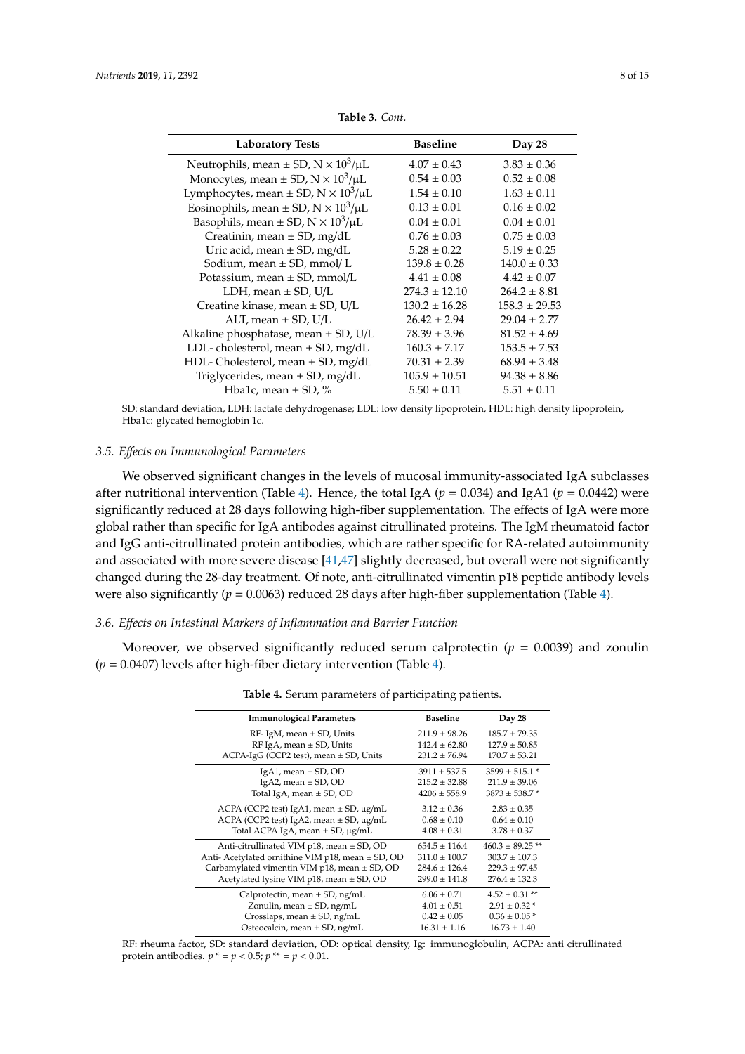**Table 3.** *Cont.*

| Laboratory Tests | Baseline | Day 28 |
| --- | --- | --- |
| Neutrophils, mean ± SD, N × $10^3$/μL | 4.07 ± 0.43 | 3.83 ± 0.36 |
| Monocytes, mean ± SD, N × $10^3$/μL | 0.54 ± 0.03 | 0.52 ± 0.08 |
| Lymphocytes, mean ± SD, N × $10^3$/μL | 1.54 ± 0.10 | 1.63 ± 0.11 |
| Eosinophils, mean ± SD, N × $10^3$/μL | 0.13 ± 0.01 | 0.16 ± 0.02 |
| Basophils, mean ± SD, N × $10^3$/μL | 0.04 ± 0.01 | 0.04 ± 0.01 |
| Creatinin, mean ± SD, mg/dL | 0.76 ± 0.03 | 0.75 ± 0.03 |
| Uric acid, mean ± SD, mg/dL | 5.28 ± 0.22 | 5.19 ± 0.25 |
| Sodium, mean ± SD, mmol/ L | 139.8 ± 0.28 | 140.0 ± 0.33 |
| Potassium, mean ± SD, mmol/L | 4.41 ± 0.08 | 4.42 ± 0.07 |
| LDH, mean ± SD, U/L | 274.3 ± 12.10 | 264.2 ± 8.81 |
| Creatine kinase, mean ± SD, U/L | 130.2 ± 16.28 | 158.3 ± 29.53 |
| ALT, mean ± SD, U/L | 26.42 ± 2.94 | 29.04 ± 2.77 |
| Alkaline phosphatase, mean ± SD, U/L | 78.39 ± 3.96 | 81.52 ± 4.69 |
| LDL- cholesterol, mean ± SD, mg/dL | 160.3 ± 7.17 | 153.5 ± 7.53 |
| HDL- Cholesterol, mean ± SD, mg/dL | 70.31 ± 2.39 | 68.94 ± 3.48 |
| Triglycerides, mean ± SD, mg/dL | 105.9 ± 10.51 | 94.38 ± 8.86 |
| Hba1c, mean ± SD, % | 5.50 ± 0.11 | 5.51 ± 0.11 |

SD: standard deviation, LDH: lactate dehydrogenase; LDL: low density lipoprotein, HDL: high density lipoprotein, Hba1c: glycated hemoglobin 1c.

### 3.5. *Effects on Immunological Parameters*

We observed significant changes in the levels of mucosal immunity-associated IgA subclasses after nutritional intervention (Table 4). Hence, the total IgA ($p$ = 0.034) and IgA1 ($p$ = 0.0442) were significantly reduced at 28 days following high-fiber supplementation. The effects of IgA were more global rather than specific for IgA antibodes against citrullinated proteins. The IgM rheumatoid factor and IgG anti-citrullinated protein antibodies, which are rather specific for RA-related autoimmunity and associated with more severe disease [41,47] slightly decreased, but overall were not significantly changed during the 28-day treatment. Of note, anti-citrullinated vimentin p18 peptide antibody levels were also significantly ($p$ = 0.0063) reduced 28 days after high-fiber supplementation (Table 4).

### 3.6. *Effects on Intestinal Markers of Inflammation and Barrier Function*

Moreover, we observed significantly reduced serum calprotectin ($p$ = 0.0039) and zonulin ($p$ = 0.0407) levels after high-fiber dietary intervention (Table 4).

**Table 4.** Serum parameters of participating patients.

| Immunological Parameters | Baseline | Day 28 |
| --- | --- | --- |
| RF- IgM, mean ± SD, Units | 211.9 ± 98.26 | 185.7 ± 79.35 |
| RF IgA, mean ± SD, Units | 142.4 ± 62.80 | 127.9 ± 50.85 |
| ACPA-IgG (CCP2 test), mean ± SD, Units | 231.2 ± 76.94 | 170.7 ± 53.21 |
| IgA1, mean ± SD, OD | 3911 ± 537.5 | 3599 ± 515.1 * |
| IgA2, mean ± SD, OD | 215.2 ± 32.88 | 211.9 ± 39.06 |
| Total IgA, mean ± SD, OD | 4206 ± 558.9 | 3873 ± 538.7 * |
| ACPA (CCP2 test) IgA1, mean ± SD, μg/mL | 3.12 ± 0.36 | 2.83 ± 0.35 |
| ACPA (CCP2 test) IgA2, mean ± SD, μg/mL | 0.68 ± 0.10 | 0.64 ± 0.10 |
| Total ACPA IgA, mean ± SD, μg/mL | 4.08 ± 0.31 | 3.78 ± 0.37 |
| Anti-citrullinated VIM p18, mean ± SD, OD | 654.5 ± 116.4 | 460.3 ± 89.25 ** |
| Anti- Acetylated ornithine VIM p18, mean ± SD, OD | 311.0 ± 100.7 | 303.7 ± 107.3 |
| Carbamylated vimentin VIM p18, mean ± SD, OD | 284.6 ± 126.4 | 229.3 ± 97.45 |
| Acetylated lysine VIM p18, mean ± SD, OD | 299.0 ± 141.8 | 276.4 ± 132.3 |
| Calprotectin, mean ± SD, ng/mL | 6.06 ± 0.71 | 4.52 ± 0.31 ** |
| Zonulin, mean ± SD, ng/mL | 4.01 ± 0.51 | 2.91 ± 0.32 * |
| Crosslaps, mean ± SD, ng/mL | 0.42 ± 0.05 | 0.36 ± 0.05 * |
| Osteocalcin, mean ± SD, ng/mL | 16.31 ± 1.16 | 16.73 ± 1.40 |

RF: rheuma factor, SD: standard deviation, OD: optical density, Ig: immunoglobulin, ACPA: anti citrullinated protein antibodies. $p$ * = $p < 0.5$; $p$ ** = $p < 0.01$.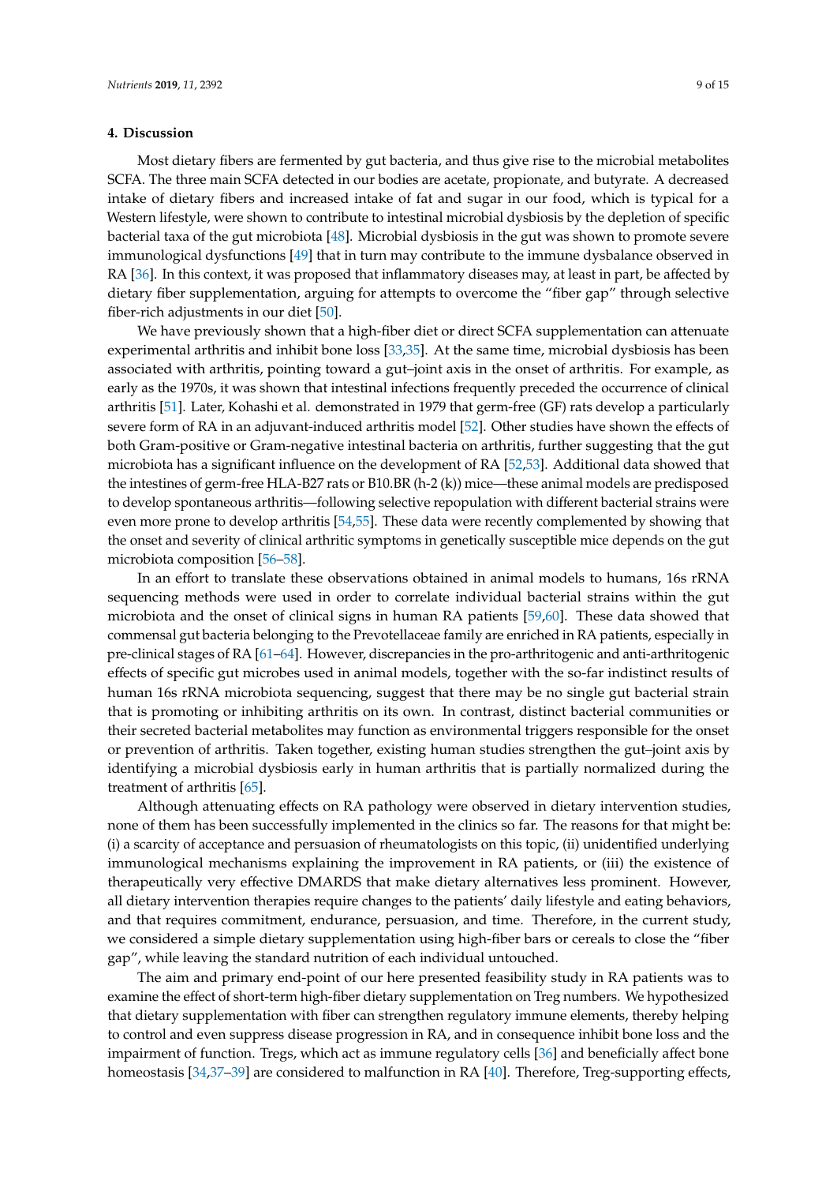## 4. Discussion

Most dietary fibers are fermented by gut bacteria, and thus give rise to the microbial metabolites SCFA. The three main SCFA detected in our bodies are acetate, propionate, and butyrate. A decreased intake of dietary fibers and increased intake of fat and sugar in our food, which is typical for a Western lifestyle, were shown to contribute to intestinal microbial dysbiosis by the depletion of specific bacterial taxa of the gut microbiota [48]. Microbial dysbiosis in the gut was shown to promote severe immunological dysfunctions [49] that in turn may contribute to the immune dysbalance observed in RA [36]. In this context, it was proposed that inflammatory diseases may, at least in part, be affected by dietary fiber supplementation, arguing for attempts to overcome the "fiber gap" through selective fiber-rich adjustments in our diet [50].

We have previously shown that a high-fiber diet or direct SCFA supplementation can attenuate experimental arthritis and inhibit bone loss [33,35]. At the same time, microbial dysbiosis has been associated with arthritis, pointing toward a gut–joint axis in the onset of arthritis. For example, as early as the 1970s, it was shown that intestinal infections frequently preceded the occurrence of clinical arthritis [51]. Later, Kohashi et al. demonstrated in 1979 that germ-free (GF) rats develop a particularly severe form of RA in an adjuvant-induced arthritis model [52]. Other studies have shown the effects of both Gram-positive or Gram-negative intestinal bacteria on arthritis, further suggesting that the gut microbiota has a significant influence on the development of RA [52,53]. Additional data showed that the intestines of germ-free HLA-B27 rats or B10.BR (h-2 (k)) mice—these animal models are predisposed to develop spontaneous arthritis—following selective repopulation with different bacterial strains were even more prone to develop arthritis [54,55]. These data were recently complemented by showing that the onset and severity of clinical arthritic symptoms in genetically susceptible mice depends on the gut microbiota composition [56–58].

In an effort to translate these observations obtained in animal models to humans, 16s rRNA sequencing methods were used in order to correlate individual bacterial strains within the gut microbiota and the onset of clinical signs in human RA patients [59,60]. These data showed that commensal gut bacteria belonging to the Prevotellaceae family are enriched in RA patients, especially in pre-clinical stages of RA [61–64]. However, discrepancies in the pro-arthritogenic and anti-arthritogenic effects of specific gut microbes used in animal models, together with the so-far indistinct results of human 16s rRNA microbiota sequencing, suggest that there may be no single gut bacterial strain that is promoting or inhibiting arthritis on its own. In contrast, distinct bacterial communities or their secreted bacterial metabolites may function as environmental triggers responsible for the onset or prevention of arthritis. Taken together, existing human studies strengthen the gut–joint axis by identifying a microbial dysbiosis early in human arthritis that is partially normalized during the treatment of arthritis [65].

Although attenuating effects on RA pathology were observed in dietary intervention studies, none of them has been successfully implemented in the clinics so far. The reasons for that might be: (i) a scarcity of acceptance and persuasion of rheumatologists on this topic, (ii) unidentified underlying immunological mechanisms explaining the improvement in RA patients, or (iii) the existence of therapeutically very effective DMARDS that make dietary alternatives less prominent. However, all dietary intervention therapies require changes to the patients' daily lifestyle and eating behaviors, and that requires commitment, endurance, persuasion, and time. Therefore, in the current study, we considered a simple dietary supplementation using high-fiber bars or cereals to close the "fiber gap", while leaving the standard nutrition of each individual untouched.

The aim and primary end-point of our here presented feasibility study in RA patients was to examine the effect of short-term high-fiber dietary supplementation on Treg numbers. We hypothesized that dietary supplementation with fiber can strengthen regulatory immune elements, thereby helping to control and even suppress disease progression in RA, and in consequence inhibit bone loss and the impairment of function. Tregs, which act as immune regulatory cells [36] and beneficially affect bone homeostasis [34,37–39] are considered to malfunction in RA [40]. Therefore, Treg-supporting effects,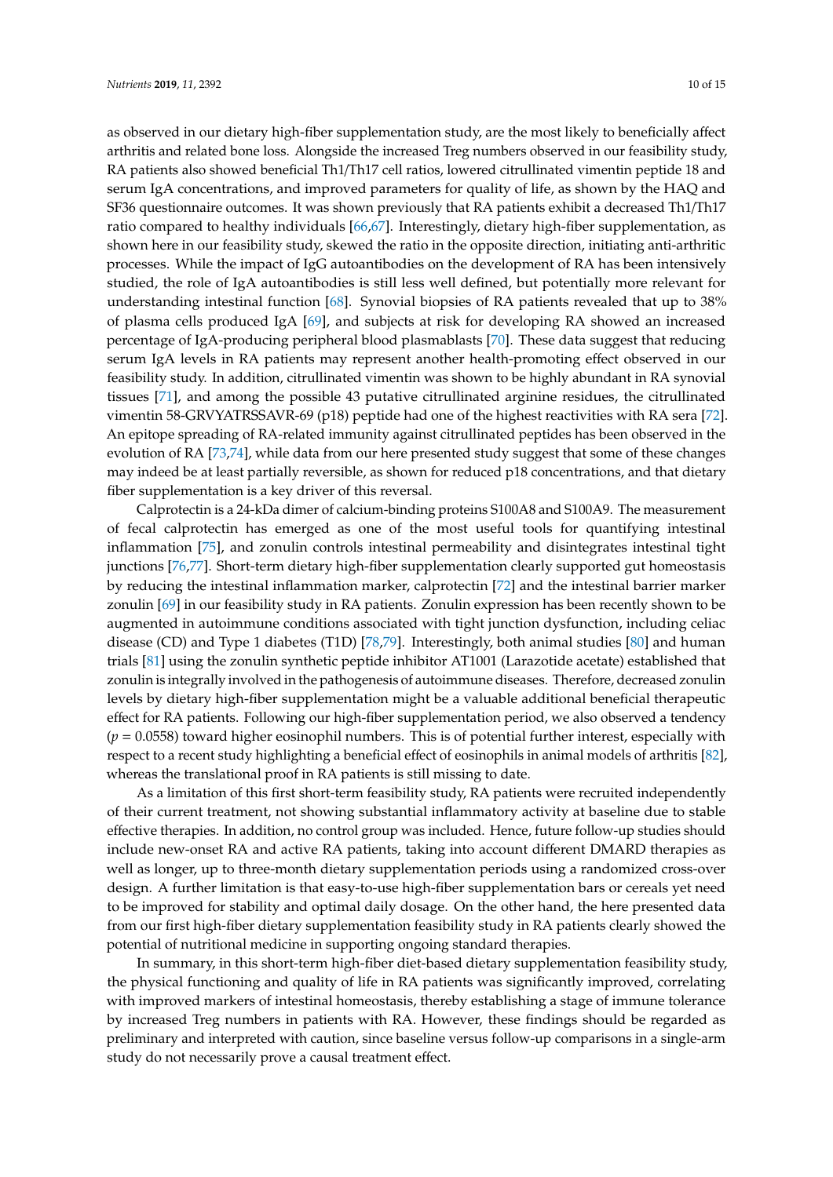as observed in our dietary high-fiber supplementation study, are the most likely to beneficially affect arthritis and related bone loss. Alongside the increased Treg numbers observed in our feasibility study, RA patients also showed beneficial Th1/Th17 cell ratios, lowered citrullinated vimentin peptide 18 and serum IgA concentrations, and improved parameters for quality of life, as shown by the HAQ and SF36 questionnaire outcomes. It was shown previously that RA patients exhibit a decreased Th1/Th17 ratio compared to healthy individuals [66,67]. Interestingly, dietary high-fiber supplementation, as shown here in our feasibility study, skewed the ratio in the opposite direction, initiating anti-arthritic processes. While the impact of IgG autoantibodies on the development of RA has been intensively studied, the role of IgA autoantibodies is still less well defined, but potentially more relevant for understanding intestinal function [68]. Synovial biopsies of RA patients revealed that up to 38% of plasma cells produced IgA [69], and subjects at risk for developing RA showed an increased percentage of IgA-producing peripheral blood plasmablasts [70]. These data suggest that reducing serum IgA levels in RA patients may represent another health-promoting effect observed in our feasibility study. In addition, citrullinated vimentin was shown to be highly abundant in RA synovial tissues [71], and among the possible 43 putative citrullinated arginine residues, the citrullinated vimentin 58-GRVYATRSSAVR-69 (p18) peptide had one of the highest reactivities with RA sera [72]. An epitope spreading of RA-related immunity against citrullinated peptides has been observed in the evolution of RA [73,74], while data from our here presented study suggest that some of these changes may indeed be at least partially reversible, as shown for reduced p18 concentrations, and that dietary fiber supplementation is a key driver of this reversal.

Calprotectin is a 24-kDa dimer of calcium-binding proteins S100A8 and S100A9. The measurement of fecal calprotectin has emerged as one of the most useful tools for quantifying intestinal inflammation [75], and zonulin controls intestinal permeability and disintegrates intestinal tight junctions [76,77]. Short-term dietary high-fiber supplementation clearly supported gut homeostasis by reducing the intestinal inflammation marker, calprotectin [72] and the intestinal barrier marker zonulin [69] in our feasibility study in RA patients. Zonulin expression has been recently shown to be augmented in autoimmune conditions associated with tight junction dysfunction, including celiac disease (CD) and Type 1 diabetes (T1D) [78,79]. Interestingly, both animal studies [80] and human trials [81] using the zonulin synthetic peptide inhibitor AT1001 (Larazotide acetate) established that zonulin is integrally involved in the pathogenesis of autoimmune diseases. Therefore, decreased zonulin levels by dietary high-fiber supplementation might be a valuable additional beneficial therapeutic effect for RA patients. Following our high-fiber supplementation period, we also observed a tendency ($p = 0.0558$) toward higher eosinophil numbers. This is of potential further interest, especially with respect to a recent study highlighting a beneficial effect of eosinophils in animal models of arthritis [82], whereas the translational proof in RA patients is still missing to date.

As a limitation of this first short-term feasibility study, RA patients were recruited independently of their current treatment, not showing substantial inflammatory activity at baseline due to stable effective therapies. In addition, no control group was included. Hence, future follow-up studies should include new-onset RA and active RA patients, taking into account different DMARD therapies as well as longer, up to three-month dietary supplementation periods using a randomized cross-over design. A further limitation is that easy-to-use high-fiber supplementation bars or cereals yet need to be improved for stability and optimal daily dosage. On the other hand, the here presented data from our first high-fiber dietary supplementation feasibility study in RA patients clearly showed the potential of nutritional medicine in supporting ongoing standard therapies.

In summary, in this short-term high-fiber diet-based dietary supplementation feasibility study, the physical functioning and quality of life in RA patients was significantly improved, correlating with improved markers of intestinal homeostasis, thereby establishing a stage of immune tolerance by increased Treg numbers in patients with RA. However, these findings should be regarded as preliminary and interpreted with caution, since baseline versus follow-up comparisons in a single-arm study do not necessarily prove a causal treatment effect.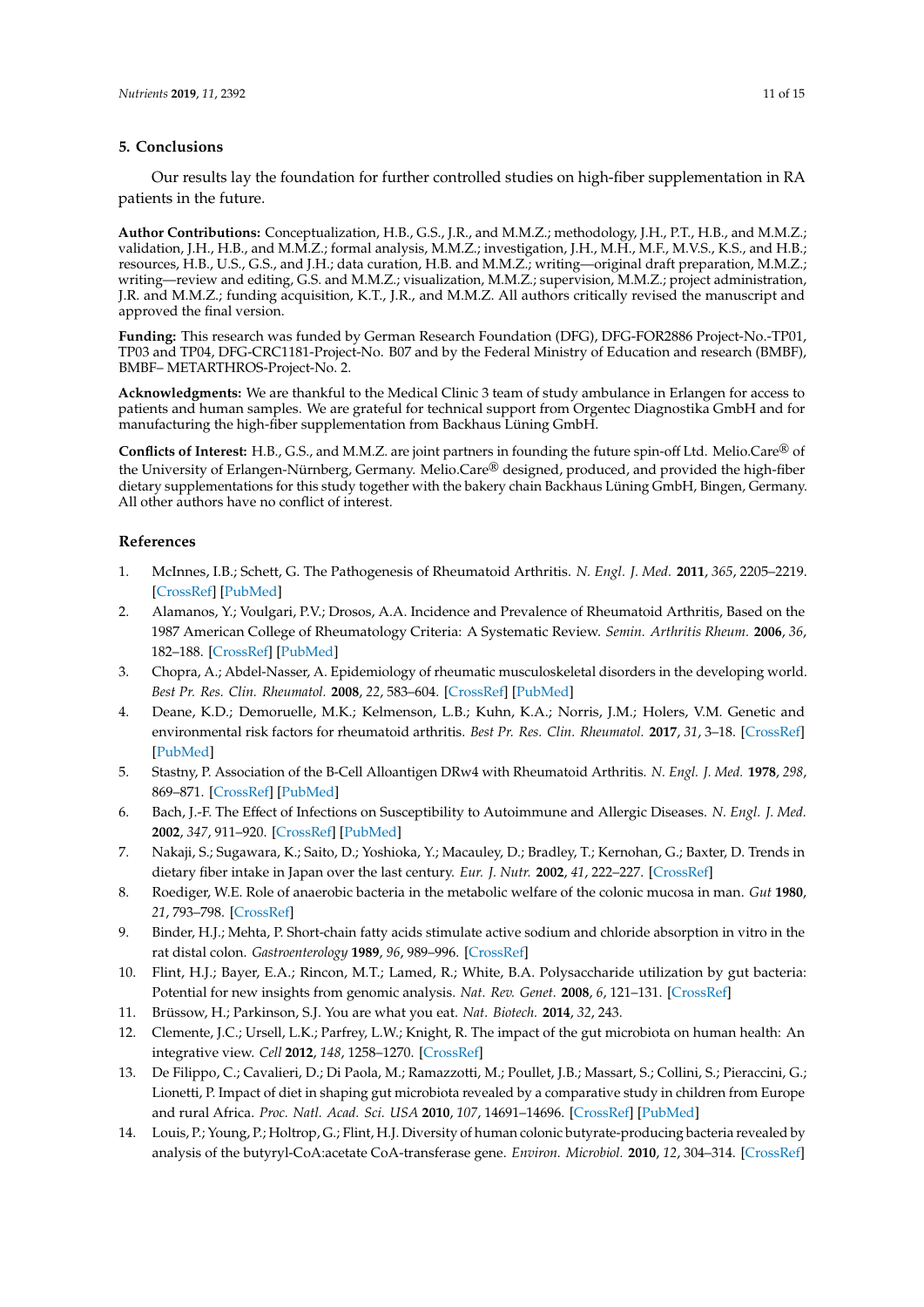## 5. Conclusions

Our results lay the foundation for further controlled studies on high-fiber supplementation in RA patients in the future.

**Author Contributions:** Conceptualization, H.B., G.S., J.R., and M.M.Z.; methodology, J.H., P.T., H.B., and M.M.Z.; validation, J.H., H.B., and M.M.Z.; formal analysis, M.M.Z.; investigation, J.H., M.H., M.F., M.V.S., K.S., and H.B.; resources, H.B., U.S., G.S., and J.H.; data curation, H.B. and M.M.Z.; writing—original draft preparation, M.M.Z.; writing—review and editing, G.S. and M.M.Z.; visualization, M.M.Z.; supervision, M.M.Z.; project administration, J.R. and M.M.Z.; funding acquisition, K.T., J.R., and M.M.Z. All authors critically revised the manuscript and approved the final version.

**Funding:** This research was funded by German Research Foundation (DFG), DFG-FOR2886 Project-No.-TP01, TP03 and TP04, DFG-CRC1181-Project-No. B07 and by the Federal Ministry of Education and research (BMBF), BMBF– METARTHROS-Project-No. 2.

**Acknowledgments:** We are thankful to the Medical Clinic 3 team of study ambulance in Erlangen for access to patients and human samples. We are grateful for technical support from Orgentec Diagnostika GmbH and for manufacturing the high-fiber supplementation from Backhaus Lüning GmbH.

**Conflicts of Interest:** H.B., G.S., and M.M.Z. are joint partners in founding the future spin-off Ltd. Melio.Care® of the University of Erlangen-Nürnberg, Germany. Melio.Care® designed, produced, and provided the high-fiber dietary supplementations for this study together with the bakery chain Backhaus Lüning GmbH, Bingen, Germany. All other authors have no conflict of interest.

## References

1. McInnes, I.B.; Schett, G. The Pathogenesis of Rheumatoid Arthritis. *N. Engl. J. Med.* **2011**, *365*, 2205–2219. [CrossRef] [PubMed]
2. Alamanos, Y.; Voulgari, P.V.; Drosos, A.A. Incidence and Prevalence of Rheumatoid Arthritis, Based on the 1987 American College of Rheumatology Criteria: A Systematic Review. *Semin. Arthritis Rheum.* **2006**, *36*, 182–188. [CrossRef] [PubMed]
3. Chopra, A.; Abdel-Nasser, A. Epidemiology of rheumatic musculoskeletal disorders in the developing world. *Best Pr. Res. Clin. Rheumatol.* **2008**, *22*, 583–604. [CrossRef] [PubMed]
4. Deane, K.D.; Demoruelle, M.K.; Kelmenson, L.B.; Kuhn, K.A.; Norris, J.M.; Holers, V.M. Genetic and environmental risk factors for rheumatoid arthritis. *Best Pr. Res. Clin. Rheumatol.* **2017**, *31*, 3–18. [CrossRef] [PubMed]
5. Stastny, P. Association of the B-Cell Alloantigen DRw4 with Rheumatoid Arthritis. *N. Engl. J. Med.* **1978**, *298*, 869–871. [CrossRef] [PubMed]
6. Bach, J.-F. The Effect of Infections on Susceptibility to Autoimmune and Allergic Diseases. *N. Engl. J. Med.* **2002**, *347*, 911–920. [CrossRef] [PubMed]
7. Nakaji, S.; Sugawara, K.; Saito, D.; Yoshioka, Y.; Macauley, D.; Bradley, T.; Kernohan, G.; Baxter, D. Trends in dietary fiber intake in Japan over the last century. *Eur. J. Nutr.* **2002**, *41*, 222–227. [CrossRef]
8. Roediger, W.E. Role of anaerobic bacteria in the metabolic welfare of the colonic mucosa in man. *Gut* **1980**, *21*, 793–798. [CrossRef]
9. Binder, H.J.; Mehta, P. Short-chain fatty acids stimulate active sodium and chloride absorption in vitro in the rat distal colon. *Gastroenterology* **1989**, *96*, 989–996. [CrossRef]
10. Flint, H.J.; Bayer, E.A.; Rincon, M.T.; Lamed, R.; White, B.A. Polysaccharide utilization by gut bacteria: Potential for new insights from genomic analysis. *Nat. Rev. Genet.* **2008**, *6*, 121–131. [CrossRef]
11. Brüssow, H.; Parkinson, S.J. You are what you eat. *Nat. Biotech.* **2014**, *32*, 243.
12. Clemente, J.C.; Ursell, L.K.; Parfrey, L.W.; Knight, R. The impact of the gut microbiota on human health: An integrative view. *Cell* **2012**, *148*, 1258–1270. [CrossRef]
13. De Filippo, C.; Cavalieri, D.; Di Paola, M.; Ramazzotti, M.; Poullet, J.B.; Massart, S.; Collini, S.; Pieraccini, G.; Lionetti, P. Impact of diet in shaping gut microbiota revealed by a comparative study in children from Europe and rural Africa. *Proc. Natl. Acad. Sci. USA* **2010**, *107*, 14691–14696. [CrossRef] [PubMed]
14. Louis, P.; Young, P.; Holtrop, G.; Flint, H.J. Diversity of human colonic butyrate-producing bacteria revealed by analysis of the butyryl-CoA:acetate CoA-transferase gene. *Environ. Microbiol.* **2010**, *12*, 304–314. [CrossRef]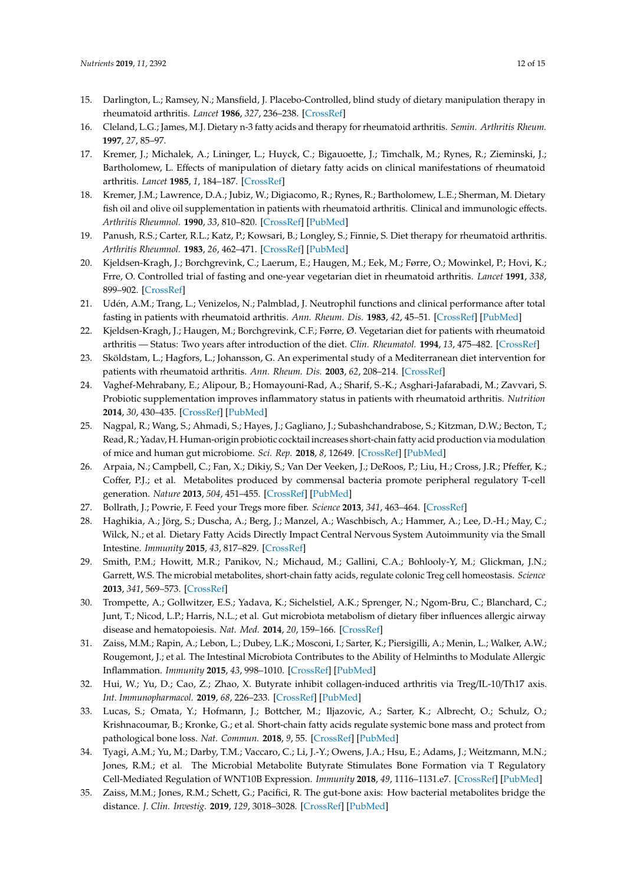15. Darlington, L.; Ramsey, N.; Mansfield, J. Placebo-Controlled, blind study of dietary manipulation therapy in rheumatoid arthritis. *Lancet* **1986**, *327*, 236–238. [CrossRef]
16. Cleland, L.G.; James, M.J. Dietary n-3 fatty acids and therapy for rheumatoid arthritis. *Semin. Arthritis Rheum.* **1997**, *27*, 85–97.
17. Kremer, J.; Michalek, A.; Lininger, L.; Huyck, C.; Bigauoette, J.; Timchalk, M.; Rynes, R.; Zieminski, J.; Bartholomew, L. Effects of manipulation of dietary fatty acids on clinical manifestations of rheumatoid arthritis. *Lancet* **1985**, *1*, 184–187. [CrossRef]
18. Kremer, J.M.; Lawrence, D.A.; Jubiz, W.; Digiacomo, R.; Rynes, R.; Bartholomew, L.E.; Sherman, M. Dietary fish oil and olive oil supplementation in patients with rheumatoid arthritis. Clinical and immunologic effects. *Arthritis Rheumnol.* **1990**, *33*, 810–820. [CrossRef] [PubMed]
19. Panush, R.S.; Carter, R.L.; Katz, P.; Kowsari, B.; Longley, S.; Finnie, S. Diet therapy for rheumatoid arthritis. *Arthritis Rheumnol.* **1983**, *26*, 462–471. [CrossRef] [PubMed]
20. Kjeldsen-Kragh, J.; Borchgrevink, C.; Laerum, E.; Haugen, M.; Eek, M.; Førre, O.; Mowinkel, P.; Hovi, K.; Frre, O. Controlled trial of fasting and one-year vegetarian diet in rheumatoid arthritis. *Lancet* **1991**, *338*, 899–902. [CrossRef]
21. Udén, A.M.; Trang, L.; Venizelos, N.; Palmblad, J. Neutrophil functions and clinical performance after total fasting in patients with rheumatoid arthritis. *Ann. Rheum. Dis.* **1983**, *42*, 45–51. [CrossRef] [PubMed]
22. Kjeldsen-Kragh, J.; Haugen, M.; Borchgrevink, C.F.; Førre, Ø. Vegetarian diet for patients with rheumatoid arthritis — Status: Two years after introduction of the diet. *Clin. Rheumatol.* **1994**, *13*, 475–482. [CrossRef]
23. Sköldstam, L.; Hagfors, L.; Johansson, G. An experimental study of a Mediterranean diet intervention for patients with rheumatoid arthritis. *Ann. Rheum. Dis.* **2003**, *62*, 208–214. [CrossRef]
24. Vaghef-Mehrabany, E.; Alipour, B.; Homayouni-Rad, A.; Sharif, S.-K.; Asghari-Jafarabadi, M.; Zavvari, S. Probiotic supplementation improves inflammatory status in patients with rheumatoid arthritis. *Nutrition* **2014**, *30*, 430–435. [CrossRef] [PubMed]
25. Nagpal, R.; Wang, S.; Ahmadi, S.; Hayes, J.; Gagliano, J.; Subashchandrabose, S.; Kitzman, D.W.; Becton, T.; Read, R.; Yadav, H. Human-origin probiotic cocktail increases short-chain fatty acid production via modulation of mice and human gut microbiome. *Sci. Rep.* **2018**, *8*, 12649. [CrossRef] [PubMed]
26. Arpaia, N.; Campbell, C.; Fan, X.; Dikiy, S.; Van Der Veeken, J.; DeRoos, P.; Liu, H.; Cross, J.R.; Pfeffer, K.; Coffer, P.J.; et al. Metabolites produced by commensal bacteria promote peripheral regulatory T-cell generation. *Nature* **2013**, *504*, 451–455. [CrossRef] [PubMed]
27. Bollrath, J.; Powrie, F. Feed your Tregs more fiber. *Science* **2013**, *341*, 463–464. [CrossRef]
28. Haghikia, A.; Jörg, S.; Duscha, A.; Berg, J.; Manzel, A.; Waschbisch, A.; Hammer, A.; Lee, D.-H.; May, C.; Wilck, N.; et al. Dietary Fatty Acids Directly Impact Central Nervous System Autoimmunity via the Small Intestine. *Immunity* **2015**, *43*, 817–829. [CrossRef]
29. Smith, P.M.; Howitt, M.R.; Panikov, N.; Michaud, M.; Gallini, C.A.; Bohlooly-Y, M.; Glickman, J.N.; Garrett, W.S. The microbial metabolites, short-chain fatty acids, regulate colonic Treg cell homeostasis. *Science* **2013**, *341*, 569–573. [CrossRef]
30. Trompette, A.; Gollwitzer, E.S.; Yadava, K.; Sichelstiel, A.K.; Sprenger, N.; Ngom-Bru, C.; Blanchard, C.; Junt, T.; Nicod, L.P.; Harris, N.L.; et al. Gut microbiota metabolism of dietary fiber influences allergic airway disease and hematopoiesis. *Nat. Med.* **2014**, *20*, 159–166. [CrossRef]
31. Zaiss, M.M.; Rapin, A.; Lebon, L.; Dubey, L.K.; Mosconi, I.; Sarter, K.; Piersigilli, A.; Menin, L.; Walker, A.W.; Rougemont, J.; et al. The Intestinal Microbiota Contributes to the Ability of Helminths to Modulate Allergic Inflammation. *Immunity* **2015**, *43*, 998–1010. [CrossRef] [PubMed]
32. Hui, W.; Yu, D.; Cao, Z.; Zhao, X. Butyrate inhibit collagen-induced arthritis via Treg/IL-10/Th17 axis. *Int. Immunopharmacol.* **2019**, *68*, 226–233. [CrossRef] [PubMed]
33. Lucas, S.; Omata, Y.; Hofmann, J.; Bottcher, M.; Iljazovic, A.; Sarter, K.; Albrecht, O.; Schulz, O.; Krishnacoumar, B.; Kronke, G.; et al. Short-chain fatty acids regulate systemic bone mass and protect from pathological bone loss. *Nat. Commun.* **2018**, *9*, 55. [CrossRef] [PubMed]
34. Tyagi, A.M.; Yu, M.; Darby, T.M.; Vaccaro, C.; Li, J.-Y.; Owens, J.A.; Hsu, E.; Adams, J.; Weitzmann, M.N.; Jones, R.M.; et al. The Microbial Metabolite Butyrate Stimulates Bone Formation via T Regulatory Cell-Mediated Regulation of WNT10B Expression. *Immunity* **2018**, *49*, 1116–1131.e7. [CrossRef] [PubMed]
35. Zaiss, M.M.; Jones, R.M.; Schett, G.; Pacifici, R. The gut-bone axis: How bacterial metabolites bridge the distance. *J. Clin. Investig.* **2019**, *129*, 3018–3028. [CrossRef] [PubMed]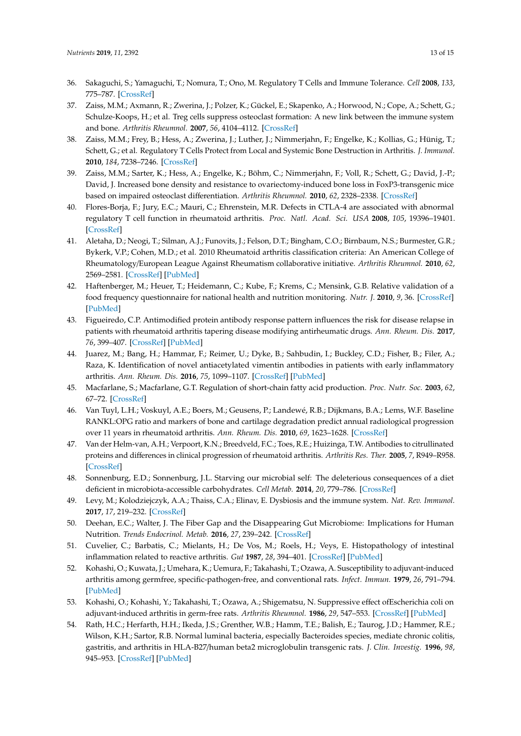36. Sakaguchi, S.; Yamaguchi, T.; Nomura, T.; Ono, M. Regulatory T Cells and Immune Tolerance. *Cell* **2008**, *133*, 775–787. [CrossRef]
37. Zaiss, M.M.; Axmann, R.; Zwerina, J.; Polzer, K.; Gückel, E.; Skapenko, A.; Horwood, N.; Cope, A.; Schett, G.; Schulze-Koops, H.; et al. Treg cells suppress osteoclast formation: A new link between the immune system and bone. *Arthritis Rheumnol.* **2007**, *56*, 4104–4112. [CrossRef]
38. Zaiss, M.M.; Frey, B.; Hess, A.; Zwerina, J.; Luther, J.; Nimmerjahn, F.; Engelke, K.; Kollias, G.; Hünig, T.; Schett, G.; et al. Regulatory T Cells Protect from Local and Systemic Bone Destruction in Arthritis. *J. Immunol.* **2010**, *184*, 7238–7246. [CrossRef]
39. Zaiss, M.M.; Sarter, K.; Hess, A.; Engelke, K.; Böhm, C.; Nimmerjahn, F.; Voll, R.; Schett, G.; David, J.-P.; David, J. Increased bone density and resistance to ovariectomy-induced bone loss in FoxP3-transgenic mice based on impaired osteoclast differentiation. *Arthritis Rheumnol.* **2010**, *62*, 2328–2338. [CrossRef]
40. Flores-Borja, F.; Jury, E.C.; Mauri, C.; Ehrenstein, M.R. Defects in CTLA-4 are associated with abnormal regulatory T cell function in rheumatoid arthritis. *Proc. Natl. Acad. Sci. USA* **2008**, *105*, 19396–19401. [CrossRef]
41. Aletaha, D.; Neogi, T.; Silman, A.J.; Funovits, J.; Felson, D.T.; Bingham, C.O.; Birnbaum, N.S.; Burmester, G.R.; Bykerk, V.P.; Cohen, M.D.; et al. 2010 Rheumatoid arthritis classification criteria: An American College of Rheumatology/European League Against Rheumatism collaborative initiative. *Arthritis Rheumnol.* **2010**, *62*, 2569–2581. [CrossRef] [PubMed]
42. Haftenberger, M.; Heuer, T.; Heidemann, C.; Kube, F.; Krems, C.; Mensink, G.B. Relative validation of a food frequency questionnaire for national health and nutrition monitoring. *Nutr. J.* **2010**, *9*, 36. [CrossRef] [PubMed]
43. Figueiredo, C.P. Antimodified protein antibody response pattern influences the risk for disease relapse in patients with rheumatoid arthritis tapering disease modifying antirheumatic drugs. *Ann. Rheum. Dis.* **2017**, *76*, 399–407. [CrossRef] [PubMed]
44. Juarez, M.; Bang, H.; Hammar, F.; Reimer, U.; Dyke, B.; Sahbudin, I.; Buckley, C.D.; Fisher, B.; Filer, A.; Raza, K. Identification of novel antiacetylated vimentin antibodies in patients with early inflammatory arthritis. *Ann. Rheum. Dis.* **2016**, *75*, 1099–1107. [CrossRef] [PubMed]
45. Macfarlane, S.; Macfarlane, G.T. Regulation of short-chain fatty acid production. *Proc. Nutr. Soc.* **2003**, *62*, 67–72. [CrossRef]
46. Van Tuyl, L.H.; Voskuyl, A.E.; Boers, M.; Geusens, P.; Landewé, R.B.; Dijkmans, B.A.; Lems, W.F. Baseline RANKL:OPG ratio and markers of bone and cartilage degradation predict annual radiological progression over 11 years in rheumatoid arthritis. *Ann. Rheum. Dis.* **2010**, *69*, 1623–1628. [CrossRef]
47. Van der Helm-van, A.H.; Verpoort, K.N.; Breedveld, F.C.; Toes, R.E.; Huizinga, T.W. Antibodies to citrullinated proteins and differences in clinical progression of rheumatoid arthritis. *Arthritis Res. Ther.* **2005**, *7*, R949–R958. [CrossRef]
48. Sonnenburg, E.D.; Sonnenburg, J.L. Starving our microbial self: The deleterious consequences of a diet deficient in microbiota-accessible carbohydrates. *Cell Metab.* **2014**, *20*, 779–786. [CrossRef]
49. Levy, M.; Kolodziejczyk, A.A.; Thaiss, C.A.; Elinav, E. Dysbiosis and the immune system. *Nat. Rev. Immunol.* **2017**, *17*, 219–232. [CrossRef]
50. Deehan, E.C.; Walter, J. The Fiber Gap and the Disappearing Gut Microbiome: Implications for Human Nutrition. *Trends Endocrinol. Metab.* **2016**, *27*, 239–242. [CrossRef]
51. Cuvelier, C.; Barbatis, C.; Mielants, H.; De Vos, M.; Roels, H.; Veys, E. Histopathology of intestinal inflammation related to reactive arthritis. *Gut* **1987**, *28*, 394–401. [CrossRef] [PubMed]
52. Kohashi, O.; Kuwata, J.; Umehara, K.; Uemura, F.; Takahashi, T.; Ozawa, A. Susceptibility to adjuvant-induced arthritis among germfree, specific-pathogen-free, and conventional rats. *Infect. Immun.* **1979**, *26*, 791–794. [PubMed]
53. Kohashi, O.; Kohashi, Y.; Takahashi, T.; Ozawa, A.; Shigematsu, N. Suppressive effect ofEscherichia coli on adjuvant-induced arthritis in germ-free rats. *Arthritis Rheumnol.* **1986**, *29*, 547–553. [CrossRef] [PubMed]
54. Rath, H.C.; Herfarth, H.H.; Ikeda, J.S.; Grenther, W.B.; Hamm, T.E.; Balish, E.; Taurog, J.D.; Hammer, R.E.; Wilson, K.H.; Sartor, R.B. Normal luminal bacteria, especially Bacteroides species, mediate chronic colitis, gastritis, and arthritis in HLA-B27/human beta2 microglobulin transgenic rats. *J. Clin. Investig.* **1996**, *98*, 945–953. [CrossRef] [PubMed]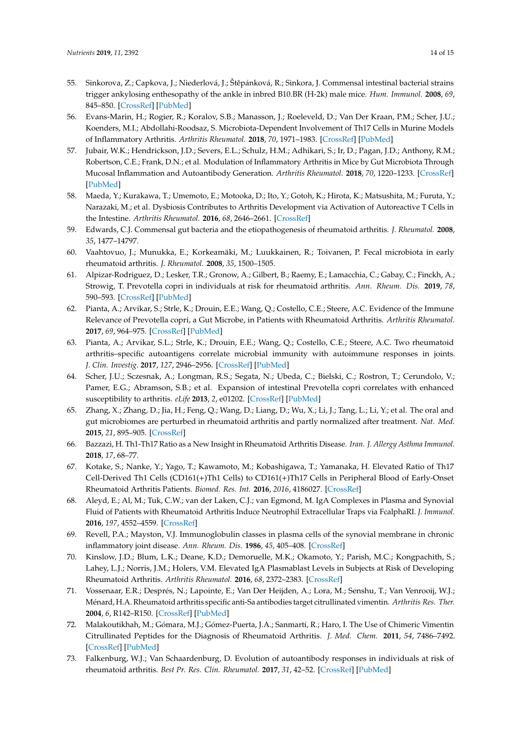55. Sinkorova, Z.; Capkova, J.; Niederlová, J.; Štěpánková, R.; Sinkora, J. Commensal intestinal bacterial strains trigger ankylosing enthesopathy of the ankle in inbred B10.BR (H-2k) male mice. *Hum. Immunol.* **2008**, *69*, 845–850. [CrossRef] [PubMed]
56. Evans-Marin, H.; Rogier, R.; Koralov, S.B.; Manasson, J.; Roeleveld, D.; Van Der Kraan, P.M.; Scher, J.U.; Koenders, M.I.; Abdollahi-Roodsaz, S. Microbiota-Dependent Involvement of Th17 Cells in Murine Models of Inflammatory Arthritis. *Arthritis Rheumatol.* **2018**, *70*, 1971–1983. [CrossRef] [PubMed]
57. Jubair, W.K.; Hendrickson, J.D.; Severs, E.L.; Schulz, H.M.; Adhikari, S.; Ir, D.; Pagan, J.D.; Anthony, R.M.; Robertson, C.E.; Frank, D.N.; et al. Modulation of Inflammatory Arthritis in Mice by Gut Microbiota Through Mucosal Inflammation and Autoantibody Generation. *Arthritis Rheumatol.* **2018**, *70*, 1220–1233. [CrossRef] [PubMed]
58. Maeda, Y.; Kurakawa, T.; Umemoto, E.; Motooka, D.; Ito, Y.; Gotoh, K.; Hirota, K.; Matsushita, M.; Furuta, Y.; Narazaki, M.; et al. Dysbiosis Contributes to Arthritis Development via Activation of Autoreactive T Cells in the Intestine. *Arthritis Rheumatol.* **2016**, *68*, 2646–2661. [CrossRef]
59. Edwards, C.J. Commensal gut bacteria and the etiopathogenesis of rheumatoid arthritis. *J. Rheumatol.* **2008**, *35*, 1477–14797.
60. Vaahtovuo, J.; Munukka, E.; Korkeamäki, M.; Luukkainen, R.; Toivanen, P. Fecal microbiota in early rheumatoid arthritis. *J. Rheumatol.* **2008**, *35*, 1500–1505.
61. Alpizar-Rodriguez, D.; Lesker, T.R.; Gronow, A.; Gilbert, B.; Raemy, E.; Lamacchia, C.; Gabay, C.; Finckh, A.; Strowig, T. Prevotella copri in individuals at risk for rheumatoid arthritis. *Ann. Rheum. Dis.* **2019**, *78*, 590–593. [CrossRef] [PubMed]
62. Pianta, A.; Arvikar, S.; Strle, K.; Drouin, E.E.; Wang, Q.; Costello, C.E.; Steere, A.C. Evidence of the Immune Relevance of Prevotella copri, a Gut Microbe, in Patients with Rheumatoid Arthritis. *Arthritis Rheumatol.* **2017**, *69*, 964–975. [CrossRef] [PubMed]
63. Pianta, A.; Arvikar, S.L.; Strle, K.; Drouin, E.E.; Wang, Q.; Costello, C.E.; Steere, A.C. Two rheumatoid arthritis–specific autoantigens correlate microbial immunity with autoimmune responses in joints. *J. Clin. Investig.* **2017**, *127*, 2946–2956. [CrossRef] [PubMed]
64. Scher, J.U.; Sczesnak, A.; Longman, R.S.; Segata, N.; Ubeda, C.; Bielski, C.; Rostron, T.; Cerundolo, V.; Pamer, E.G.; Abramson, S.B.; et al. Expansion of intestinal Prevotella copri correlates with enhanced susceptibility to arthritis. *eLife* **2013**, *2*, e01202. [CrossRef] [PubMed]
65. Zhang, X.; Zhang, D.; Jia, H.; Feng, Q.; Wang, D.; Liang, D.; Wu, X.; Li, J.; Tang, L.; Li, Y.; et al. The oral and gut microbiomes are perturbed in rheumatoid arthritis and partly normalized after treatment. *Nat. Med.* **2015**, *21*, 895–905. [CrossRef]
66. Bazzazi, H. Th1-Th17 Ratio as a New Insight in Rheumatoid Arthritis Disease. *Iran. J. Allergy Asthma Immunol.* **2018**, *17*, 68–77.
67. Kotake, S.; Nanke, Y.; Yago, T.; Kawamoto, M.; Kobashigawa, T.; Yamanaka, H. Elevated Ratio of Th17 Cell-Derived Th1 Cells (CD161(+)Th1 Cells) to CD161(+)Th17 Cells in Peripheral Blood of Early-Onset Rheumatoid Arthritis Patients. *Biomed. Res. Int.* **2016**, *2016*, 4186027. [CrossRef]
68. Aleyd, E.; Al, M.; Tuk, C.W.; van der Laken, C.J.; van Egmond, M. IgA Complexes in Plasma and Synovial Fluid of Patients with Rheumatoid Arthritis Induce Neutrophil Extracellular Traps via FcalphaRI. *J. Immunol.* **2016**, *197*, 4552–4559. [CrossRef]
69. Revell, P.A.; Mayston, V.J. Immunoglobulin classes in plasma cells of the synovial membrane in chronic inflammatory joint disease. *Ann. Rheum. Dis.* **1986**, *45*, 405–408. [CrossRef]
70. Kinslow, J.D.; Blum, L.K.; Deane, K.D.; Demoruelle, M.K.; Okamoto, Y.; Parish, M.C.; Kongpachith, S.; Lahey, L.J.; Norris, J.M.; Holers, V.M. Elevated IgA Plasmablast Levels in Subjects at Risk of Developing Rheumatoid Arthritis. *Arthritis Rheumatol.* **2016**, *68*, 2372–2383. [CrossRef]
71. Vossenaar, E.R.; Després, N.; Lapointe, E.; Van Der Heijden, A.; Lora, M.; Senshu, T.; Van Venrooij, W.J.; Ménard, H.A. Rheumatoid arthritis specific anti-Sa antibodies target citrullinated vimentin. *Arthritis Res. Ther.* **2004**, *6*, R142–R150. [CrossRef] [PubMed]
72. Malakoutikhah, M.; Gómara, M.J.; Gómez-Puerta, J.A.; Sanmartí, R.; Haro, I. The Use of Chimeric Vimentin Citrullinated Peptides for the Diagnosis of Rheumatoid Arthritis. *J. Med. Chem.* **2011**, *54*, 7486–7492. [CrossRef] [PubMed]
73. Falkenburg, W.J.; Van Schaardenburg, D. Evolution of autoantibody responses in individuals at risk of rheumatoid arthritis. *Best Pr. Res. Clin. Rheumatol.* **2017**, *31*, 42–52. [CrossRef] [PubMed]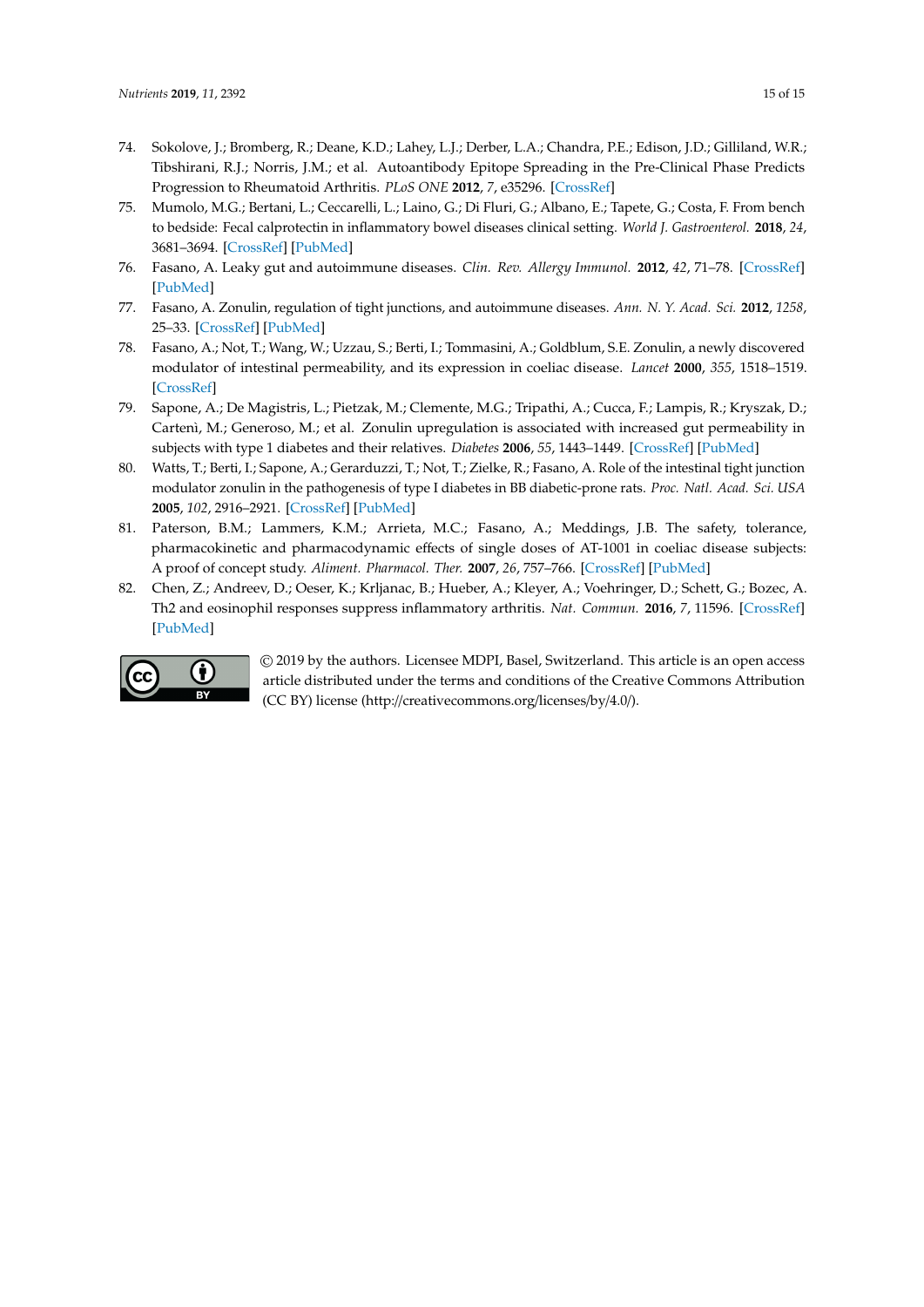74. Sokolove, J.; Bromberg, R.; Deane, K.D.; Lahey, L.J.; Derber, L.A.; Chandra, P.E.; Edison, J.D.; Gilliland, W.R.; Tibshirani, R.J.; Norris, J.M.; et al. Autoantibody Epitope Spreading in the Pre-Clinical Phase Predicts Progression to Rheumatoid Arthritis. *PLoS ONE* **2012**, *7*, e35296. [CrossRef]
75. Mumolo, M.G.; Bertani, L.; Ceccarelli, L.; Laino, G.; Di Fluri, G.; Albano, E.; Tapete, G.; Costa, F. From bench to bedside: Fecal calprotectin in inflammatory bowel diseases clinical setting. *World J. Gastroenterol.* **2018**, *24*, 3681–3694. [CrossRef] [PubMed]
76. Fasano, A. Leaky gut and autoimmune diseases. *Clin. Rev. Allergy Immunol.* **2012**, *42*, 71–78. [CrossRef] [PubMed]
77. Fasano, A. Zonulin, regulation of tight junctions, and autoimmune diseases. *Ann. N. Y. Acad. Sci.* **2012**, *1258*, 25–33. [CrossRef] [PubMed]
78. Fasano, A.; Not, T.; Wang, W.; Uzzau, S.; Berti, I.; Tommasini, A.; Goldblum, S.E. Zonulin, a newly discovered modulator of intestinal permeability, and its expression in coeliac disease. *Lancet* **2000**, *355*, 1518–1519. [CrossRef]
79. Sapone, A.; De Magistris, L.; Pietzak, M.; Clemente, M.G.; Tripathi, A.; Cucca, F.; Lampis, R.; Kryszak, D.; Cartenì, M.; Generoso, M.; et al. Zonulin upregulation is associated with increased gut permeability in subjects with type 1 diabetes and their relatives. *Diabetes* **2006**, *55*, 1443–1449. [CrossRef] [PubMed]
80. Watts, T.; Berti, I.; Sapone, A.; Gerarduzzi, T.; Not, T.; Zielke, R.; Fasano, A. Role of the intestinal tight junction modulator zonulin in the pathogenesis of type I diabetes in BB diabetic-prone rats. *Proc. Natl. Acad. Sci. USA* **2005**, *102*, 2916–2921. [CrossRef] [PubMed]
81. Paterson, B.M.; Lammers, K.M.; Arrieta, M.C.; Fasano, A.; Meddings, J.B. The safety, tolerance, pharmacokinetic and pharmacodynamic effects of single doses of AT-1001 in coeliac disease subjects: A proof of concept study. *Aliment. Pharmacol. Ther.* **2007**, *26*, 757–766. [CrossRef] [PubMed]
82. Chen, Z.; Andreev, D.; Oeser, K.; Krljanac, B.; Hueber, A.; Kleyer, A.; Voehringer, D.; Schett, G.; Bozec, A. Th2 and eosinophil responses suppress inflammatory arthritis. *Nat. Commun.* **2016**, *7*, 11596. [CrossRef] [PubMed]

© 2019 by the authors. Licensee MDPI, Basel, Switzerland. This article is an open access article distributed under the terms and conditions of the Creative Commons Attribution (CC BY) license (http://creativecommons.org/licenses/by/4.0/).